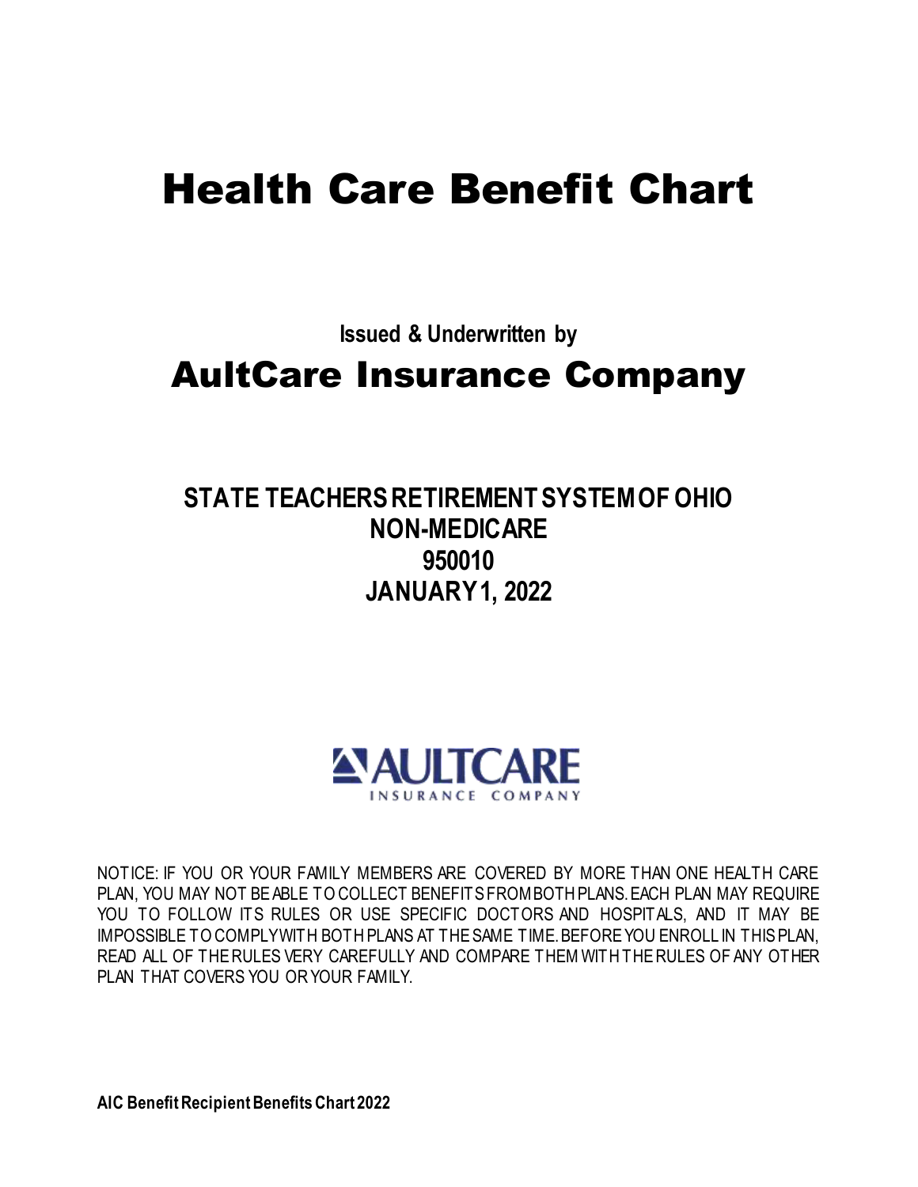# Health Care Benefit Chart

**Issued & Underwritten by**

## AultCare Insurance Company

**STATE TEACHERS RETIREMENT SYSTEM OF OHIO**
**NON-MEDICARE**
**950010**
**JANUARY 1, 2022**

AULTCARE
INSURANCE COMPANY

NOTICE: IF YOU OR YOUR FAMILY MEMBERS ARE COVERED BY MORE THAN ONE HEALTH CARE PLAN, YOU MAY NOT BE ABLE TO COLLECT BENEFITS FROM BOTH PLANS. EACH PLAN MAY REQUIRE YOU TO FOLLOW ITS RULES OR USE SPECIFIC DOCTORS AND HOSPITALS, AND IT MAY BE IMPOSSIBLE TO COMPLY WITH BOTH PLANS AT THE SAME TIME. BEFORE YOU ENROLL IN THIS PLAN, READ ALL OF THE RULES VERY CAREFULLY AND COMPARE THEM WITH THE RULES OF ANY OTHER PLAN THAT COVERS YOU OR YOUR FAMILY.

**AIC Benefit Recipient Benefits Chart 2022**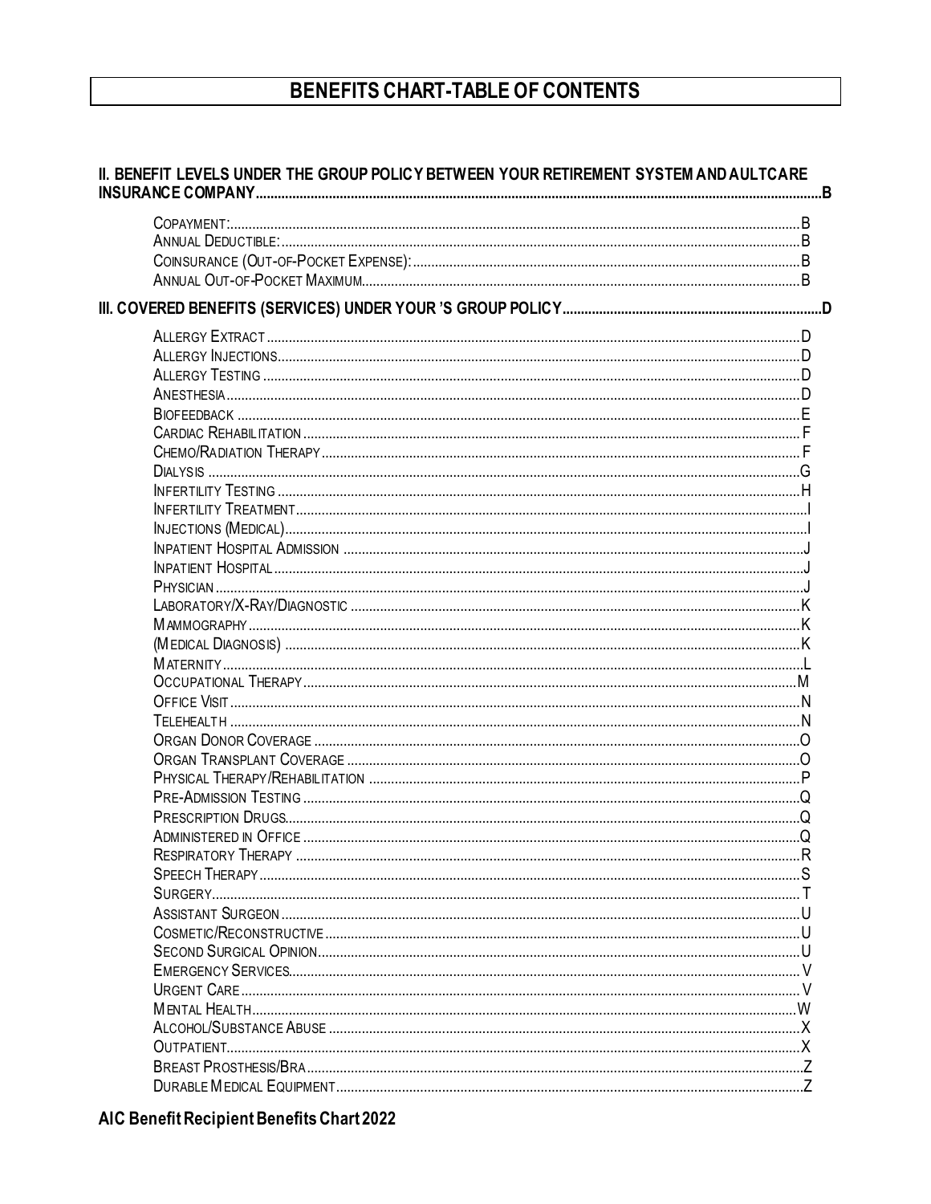# BENEFITS CHART-TABLE OF CONTENTS

**II. BENEFIT LEVELS UNDER THE GROUP POLICY BETWEEN YOUR RETIREMENT SYSTEM AND AULTCARE INSURANCE COMPANY** ........ B

- Copayment: ........ B
- Annual Deductible: ........ B
- Coinsurance (Out-of-Pocket Expense): ........ B
- Annual Out-of-Pocket Maximum ........ B

**III. COVERED BENEFITS (SERVICES) UNDER YOUR 'S GROUP POLICY** ........ D

- Allergy Extract ........ D
- Allergy Injections ........ D
- Allergy Testing ........ D
- Anesthesia ........ D
- Biofeedback ........ E
- Cardiac Rehabilitation ........ F
- Chemo/Radiation Therapy ........ F
- Dialysis ........ G
- Infertility Testing ........ H
- Infertility Treatment ........ I
- Injections (Medical) ........ I
- Inpatient Hospital Admission ........ J
- Inpatient Hospital ........ J
- Physician ........ J
- Laboratory/X-Ray/Diagnostic ........ K
- Mammography ........ K
- (Medical Diagnosis) ........ K
- Maternity ........ L
- Occupational Therapy ........ M
- Office Visit ........ N
- Telehealth ........ N
- Organ Donor Coverage ........ O
- Organ Transplant Coverage ........ O
- Physical Therapy/Rehabilitation ........ P
- Pre-Admission Testing ........ Q
- Prescription Drugs ........ Q
- Administered in Office ........ Q
- Respiratory Therapy ........ R
- Speech Therapy ........ S
- Surgery ........ T
- Assistant Surgeon ........ U
- Cosmetic/Reconstructive ........ U
- Second Surgical Opinion ........ U
- Emergency Services ........ V
- Urgent Care ........ V
- Mental Health ........ W
- Alcohol/Substance Abuse ........ X
- Outpatient ........ X
- Breast Prosthesis/Bra ........ Z
- Durable Medical Equipment ........ Z

**AIC Benefit Recipient Benefits Chart 2022**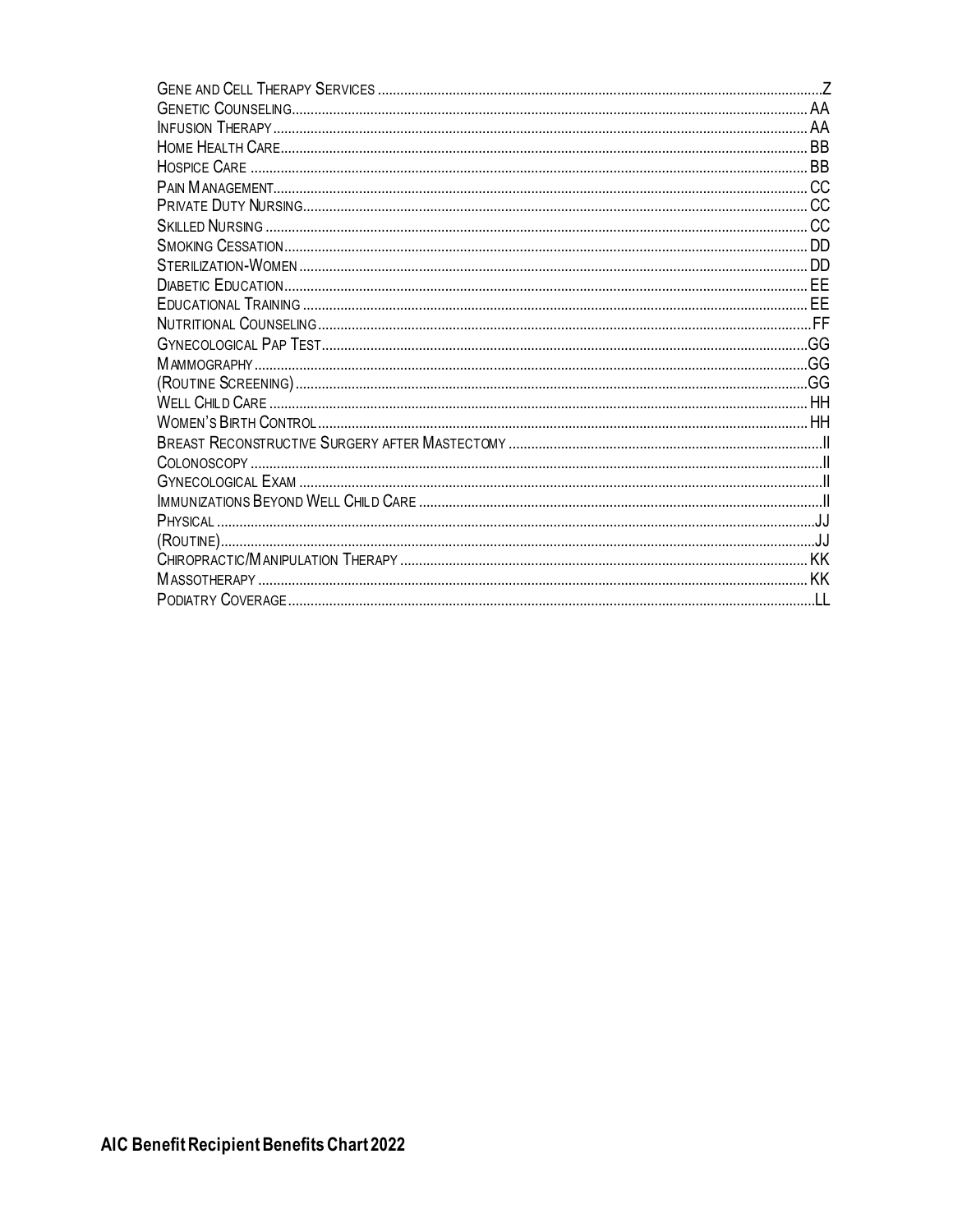Gene and Cell Therapy Services .................................................................................................................. Z
Genetic Counseling ....................................................................................................................................... AA
Infusion Therapy ........................................................................................................................................... AA
Home Health Care ......................................................................................................................................... BB
Hospice Care ................................................................................................................................................ BB
Pain Management .......................................................................................................................................... CC
Private Duty Nursing ...................................................................................................................................... CC
Skilled Nursing .............................................................................................................................................. CC
Smoking Cessation ........................................................................................................................................ DD
Sterilization-Women ...................................................................................................................................... DD
Diabetic Education ......................................................................................................................................... EE
Educational Training ..................................................................................................................................... EE
Nutritional Counseling ................................................................................................................................... FF
Gynecological Pap Test ................................................................................................................................ GG
Mammography ............................................................................................................................................... GG
(Routine Screening) ...................................................................................................................................... GG
Well Child Care ............................................................................................................................................. HH
Women's Birth Control .................................................................................................................................. HH
Breast Reconstructive Surgery after Mastectomy ............................................................................................ II
Colonoscopy ..................................................................................................................................................... II
Gynecological Exam ......................................................................................................................................... II
Immunizations Beyond Well Child Care ........................................................................................................... II
Physical ........................................................................................................................................................... JJ
(Routine) .......................................................................................................................................................... JJ
Chiropractic/Manipulation Therapy ............................................................................................................... KK
Massotherapy ................................................................................................................................................. KK
Podiatry Coverage ........................................................................................................................................... LL

**AIC Benefit Recipient Benefits Chart 2022**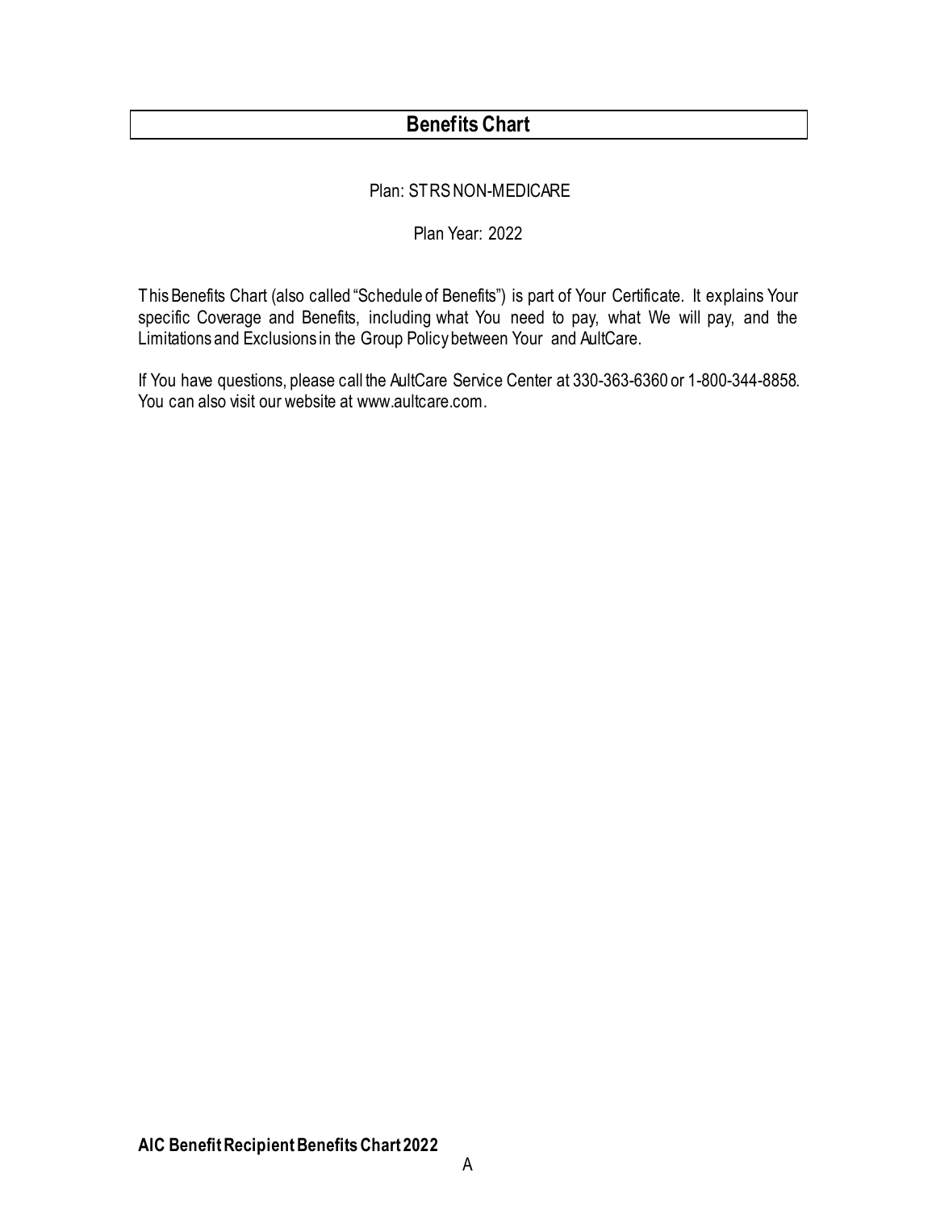# Benefits Chart

Plan: STRS NON-MEDICARE

Plan Year: 2022

This Benefits Chart (also called "Schedule of Benefits") is part of Your Certificate. It explains Your specific Coverage and Benefits, including what You need to pay, what We will pay, and the Limitations and Exclusions in the Group Policy between Your and AultCare.

If You have questions, please call the AultCare Service Center at 330-363-6360 or 1-800-344-8858. You can also visit our website at www.aultcare.com.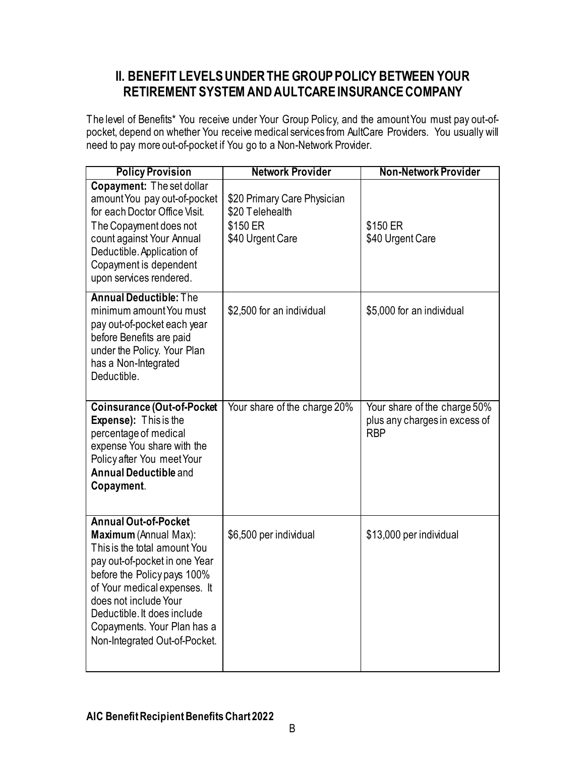## II. BENEFIT LEVELS UNDER THE GROUP POLICY BETWEEN YOUR RETIREMENT SYSTEM AND AULTCARE INSURANCE COMPANY

The level of Benefits* You receive under Your Group Policy, and the amount You must pay out-of-pocket, depend on whether You receive medical services from AultCare Providers. You usually will need to pay more out-of-pocket if You go to a Non-Network Provider.

| Policy Provision | Network Provider | Non-Network Provider |
|---|---|---|
| **Copayment:** The set dollar amount You pay out-of-pocket for each Doctor Office Visit. The Copayment does not count against Your Annual Deductible. Application of Copayment is dependent upon services rendered. | \$20 Primary Care Physician<br>\$20 Telehealth<br>\$150 ER<br>\$40 Urgent Care | \$150 ER<br>\$40 Urgent Care |
| **Annual Deductible:** The minimum amount You must pay out-of-pocket each year before Benefits are paid under the Policy. Your Plan has a Non-Integrated Deductible. | \$2,500 for an individual | \$5,000 for an individual |
| **Coinsurance (Out-of-Pocket Expense):** This is the percentage of medical expense You share with the Policy after You meet Your **Annual Deductible** and **Copayment**. | Your share of the charge 20% | Your share of the charge 50% plus any charges in excess of RBP |
| **Annual Out-of-Pocket Maximum** (Annual Max): This is the total amount You pay out-of-pocket in one Year before the Policy pays 100% of Your medical expenses. It does not include Your Deductible. It does include Copayments. Your Plan has a Non-Integrated Out-of-Pocket. | \$6,500 per individual | \$13,000 per individual |

**AIC Benefit Recipient Benefits Chart 2022**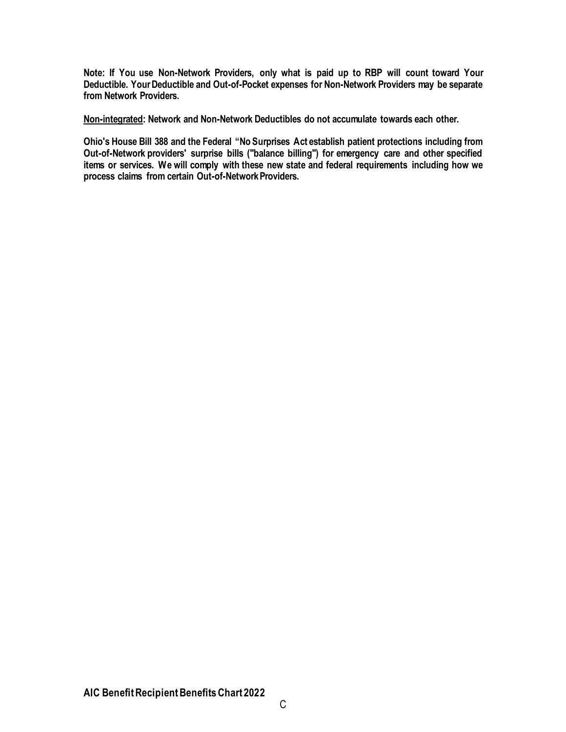**Note: If You use Non-Network Providers, only what is paid up to RBP will count toward Your Deductible. Your Deductible and Out-of-Pocket expenses for Non-Network Providers may be separate from Network Providers.**

**<u>Non-integrated</u>: Network and Non-Network Deductibles do not accumulate towards each other.**

**Ohio's House Bill 388 and the Federal "No Surprises Act establish patient protections including from Out-of-Network providers' surprise bills ("balance billing") for emergency care and other specified items or services. We will comply with these new state and federal requirements including how we process claims from certain Out-of-Network Providers.**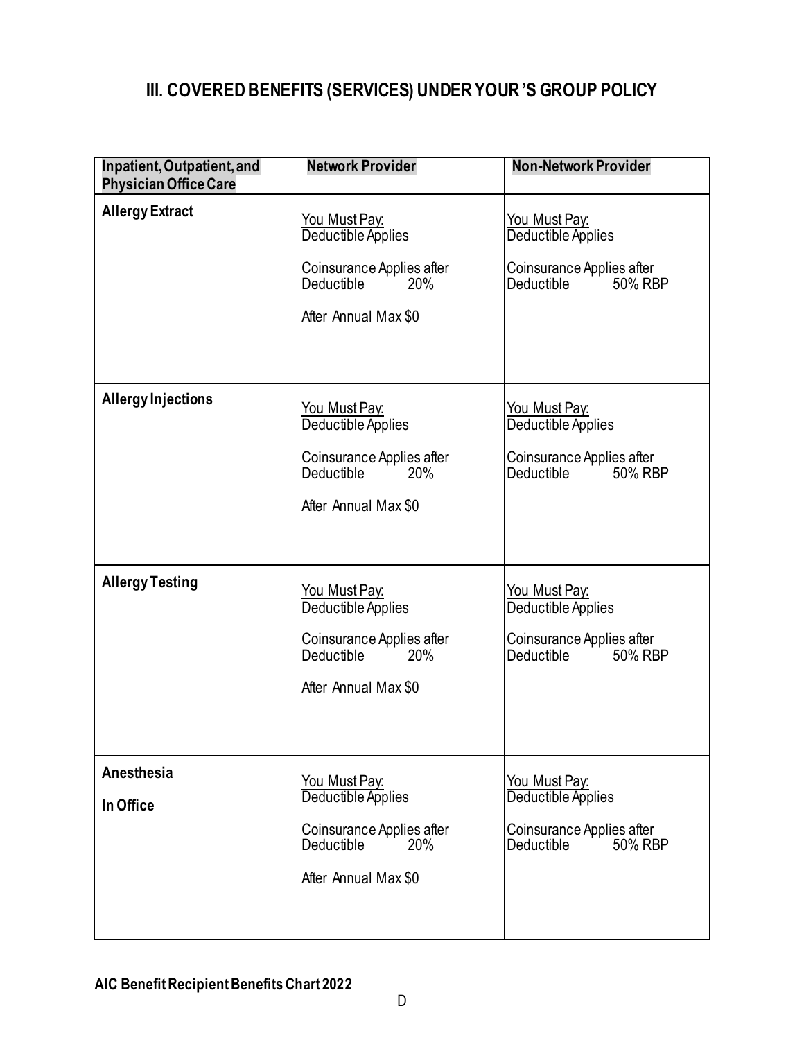## III. COVERED BENEFITS (SERVICES) UNDER YOUR 'S GROUP POLICY

| Inpatient, Outpatient, and Physician Office Care | Network Provider | Non-Network Provider |
|---|---|---|
| **Allergy Extract** | You Must Pay:<br>Deductible Applies<br><br>Coinsurance Applies after Deductible 20%<br><br>After Annual Max $0 | You Must Pay:<br>Deductible Applies<br><br>Coinsurance Applies after Deductible 50% RBP |
| **Allergy Injections** | You Must Pay:<br>Deductible Applies<br><br>Coinsurance Applies after Deductible 20%<br><br>After Annual Max $0 | You Must Pay:<br>Deductible Applies<br><br>Coinsurance Applies after Deductible 50% RBP |
| **Allergy Testing** | You Must Pay:<br>Deductible Applies<br><br>Coinsurance Applies after Deductible 20%<br><br>After Annual Max $0 | You Must Pay:<br>Deductible Applies<br><br>Coinsurance Applies after Deductible 50% RBP |
| **Anesthesia**<br><br>**In Office** | You Must Pay:<br>Deductible Applies<br><br>Coinsurance Applies after Deductible 20%<br><br>After Annual Max $0 | You Must Pay:<br>Deductible Applies<br><br>Coinsurance Applies after Deductible 50% RBP |

**AIC Benefit Recipient Benefits Chart 2022**

D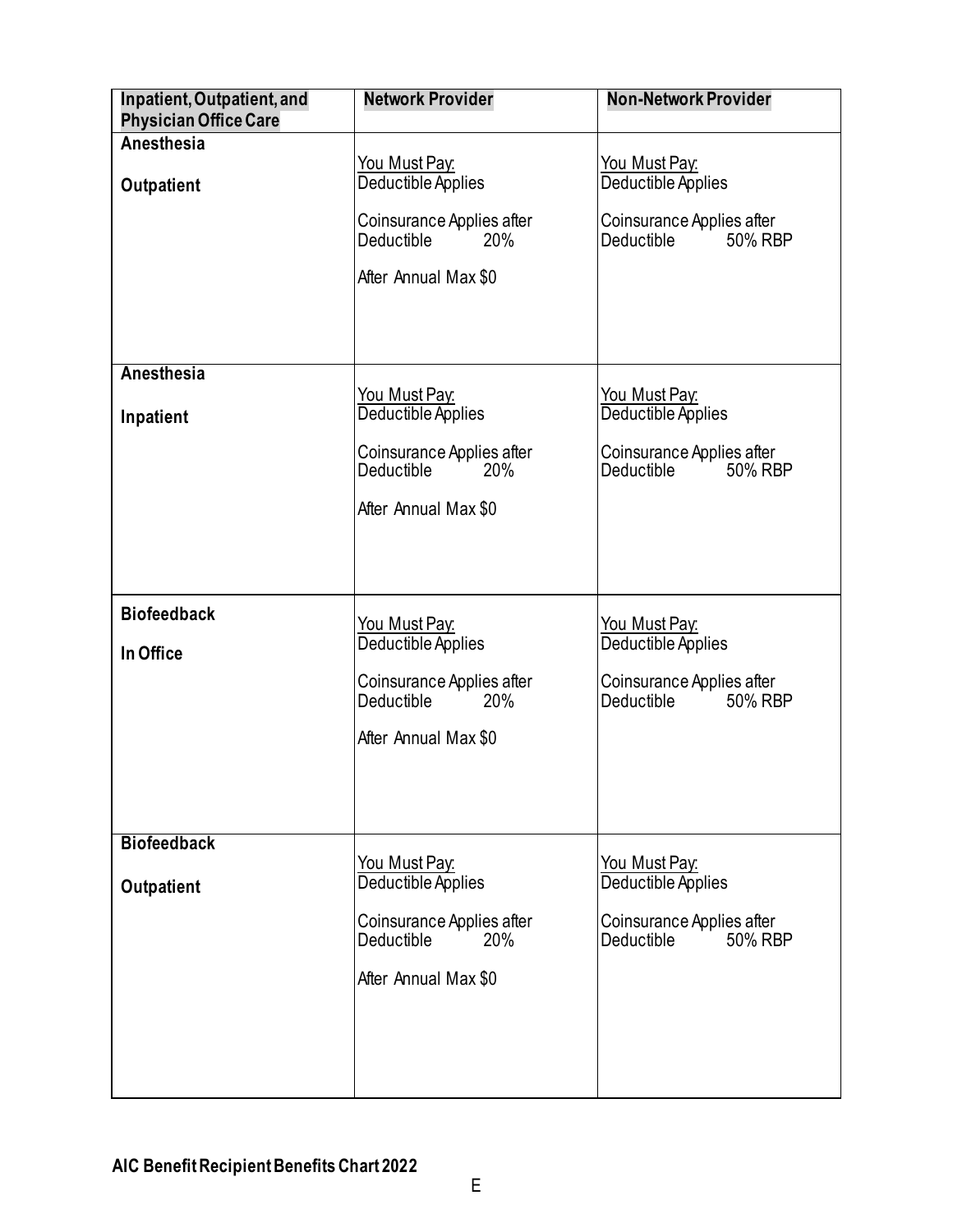| Inpatient, Outpatient, and Physician Office Care | Network Provider | Non-Network Provider |
|---|---|---|
| **Anesthesia**<br><br>**Outpatient** | You Must Pay:<br>Deductible Applies<br><br>Coinsurance Applies after Deductible 20%<br><br>After Annual Max $0 | You Must Pay:<br>Deductible Applies<br><br>Coinsurance Applies after Deductible 50% RBP |
| **Anesthesia**<br><br>**Inpatient** | You Must Pay:<br>Deductible Applies<br><br>Coinsurance Applies after Deductible 20%<br><br>After Annual Max $0 | You Must Pay:<br>Deductible Applies<br><br>Coinsurance Applies after Deductible 50% RBP |
| **Biofeedback**<br><br>**In Office** | You Must Pay:<br>Deductible Applies<br><br>Coinsurance Applies after Deductible 20%<br><br>After Annual Max $0 | You Must Pay:<br>Deductible Applies<br><br>Coinsurance Applies after Deductible 50% RBP |
| **Biofeedback**<br><br>**Outpatient** | You Must Pay:<br>Deductible Applies<br><br>Coinsurance Applies after Deductible 20%<br><br>After Annual Max $0 | You Must Pay:<br>Deductible Applies<br><br>Coinsurance Applies after Deductible 50% RBP |

**AIC Benefit Recipient Benefits Chart 2022**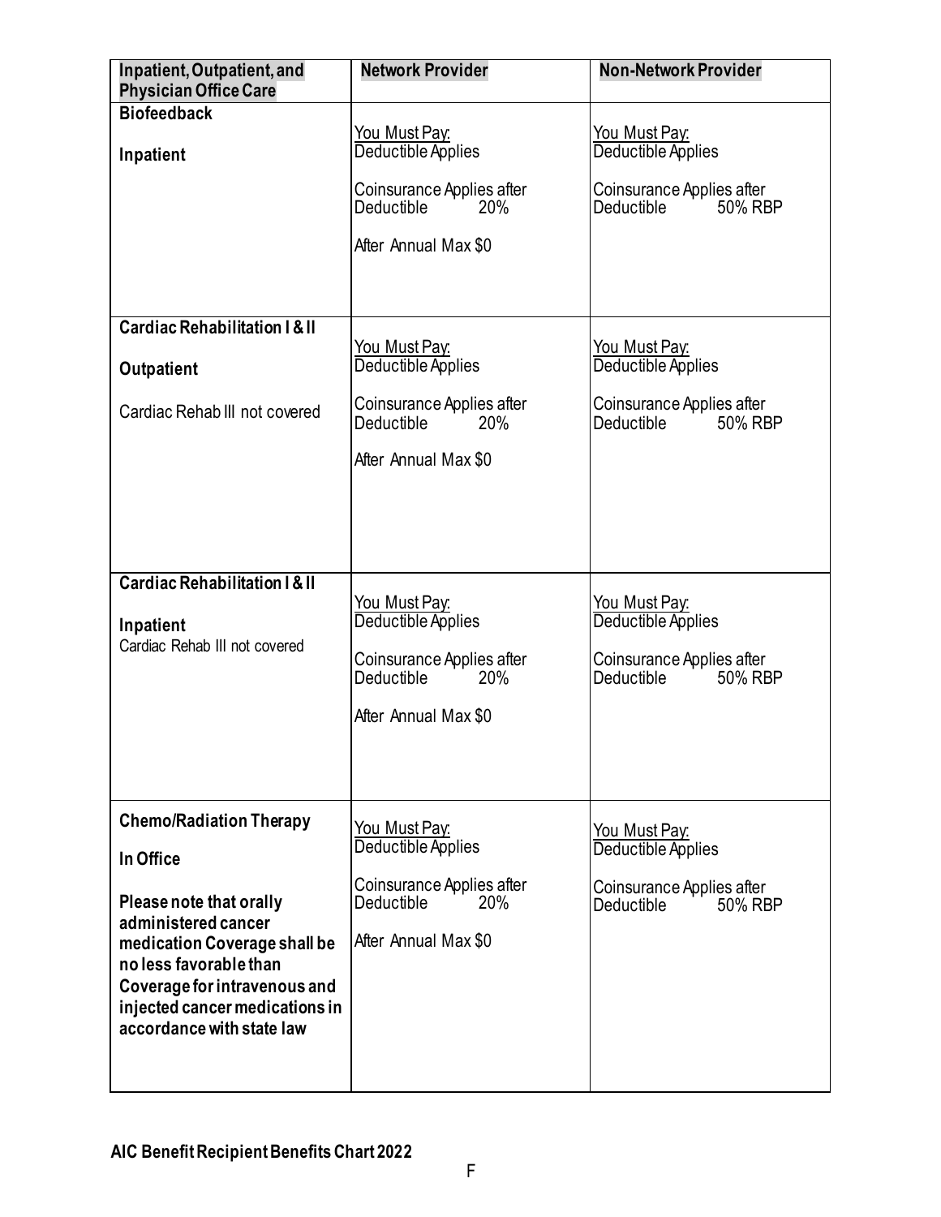| Inpatient, Outpatient, and Physician Office Care | Network Provider | Non-Network Provider |
|---|---|---|
| **Biofeedback**<br><br>**Inpatient** | You Must Pay:<br>Deductible Applies<br><br>Coinsurance Applies after Deductible 20%<br><br>After Annual Max $0 | You Must Pay:<br>Deductible Applies<br><br>Coinsurance Applies after Deductible 50% RBP |
| **Cardiac Rehabilitation I & II**<br><br>**Outpatient**<br><br>Cardiac Rehab III not covered | You Must Pay:<br>Deductible Applies<br><br>Coinsurance Applies after Deductible 20%<br><br>After Annual Max $0 | You Must Pay:<br>Deductible Applies<br><br>Coinsurance Applies after Deductible 50% RBP |
| **Cardiac Rehabilitation I & II**<br><br>**Inpatient**<br>Cardiac Rehab III not covered | You Must Pay:<br>Deductible Applies<br><br>Coinsurance Applies after Deductible 20%<br><br>After Annual Max $0 | You Must Pay:<br>Deductible Applies<br><br>Coinsurance Applies after Deductible 50% RBP |
| **Chemo/Radiation Therapy**<br><br>**In Office**<br><br>**Please note that orally administered cancer medication Coverage shall be no less favorable than Coverage for intravenous and injected cancer medications in accordance with state law** | You Must Pay:<br>Deductible Applies<br><br>Coinsurance Applies after Deductible 20%<br><br>After Annual Max $0 | You Must Pay:<br>Deductible Applies<br><br>Coinsurance Applies after Deductible 50% RBP |

**AIC Benefit Recipient Benefits Chart 2022**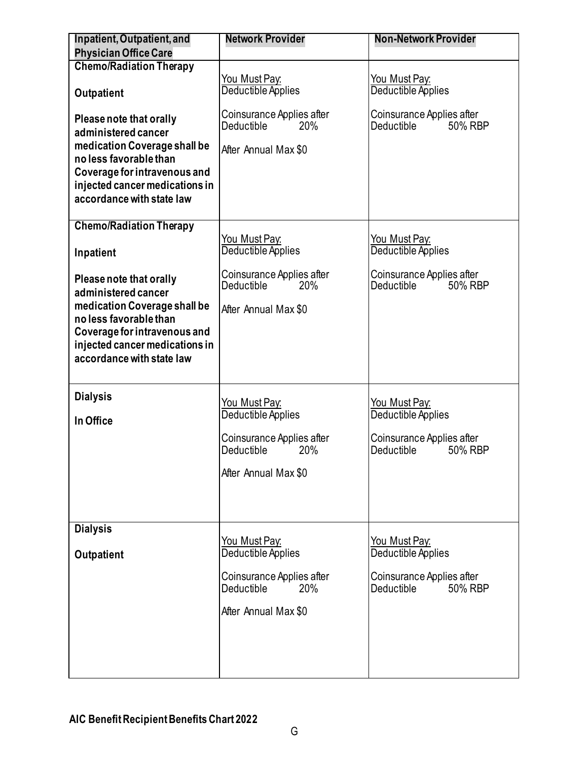| Inpatient, Outpatient, and Physician Office Care | Network Provider | Non-Network Provider |
|---|---|---|
| **Chemo/Radiation Therapy**<br><br>**Outpatient**<br><br>**Please note that orally administered cancer medication Coverage shall be no less favorable than Coverage for intravenous and injected cancer medications in accordance with state law** | You Must Pay:<br>Deductible Applies<br><br>Coinsurance Applies after Deductible 20%<br><br>After Annual Max $0 | You Must Pay:<br>Deductible Applies<br><br>Coinsurance Applies after Deductible 50% RBP |
| **Chemo/Radiation Therapy**<br><br>**Inpatient**<br><br>**Please note that orally administered cancer medication Coverage shall be no less favorable than Coverage for intravenous and injected cancer medications in accordance with state law** | You Must Pay:<br>Deductible Applies<br><br>Coinsurance Applies after Deductible 20%<br><br>After Annual Max $0 | You Must Pay:<br>Deductible Applies<br><br>Coinsurance Applies after Deductible 50% RBP |
| **Dialysis**<br><br>**In Office** | You Must Pay:<br>Deductible Applies<br><br>Coinsurance Applies after Deductible 20%<br><br>After Annual Max $0 | You Must Pay:<br>Deductible Applies<br><br>Coinsurance Applies after Deductible 50% RBP |
| **Dialysis**<br><br>**Outpatient** | You Must Pay:<br>Deductible Applies<br><br>Coinsurance Applies after Deductible 20%<br><br>After Annual Max $0 | You Must Pay:<br>Deductible Applies<br><br>Coinsurance Applies after Deductible 50% RBP |

**AIC Benefit Recipient Benefits Chart 2022**

G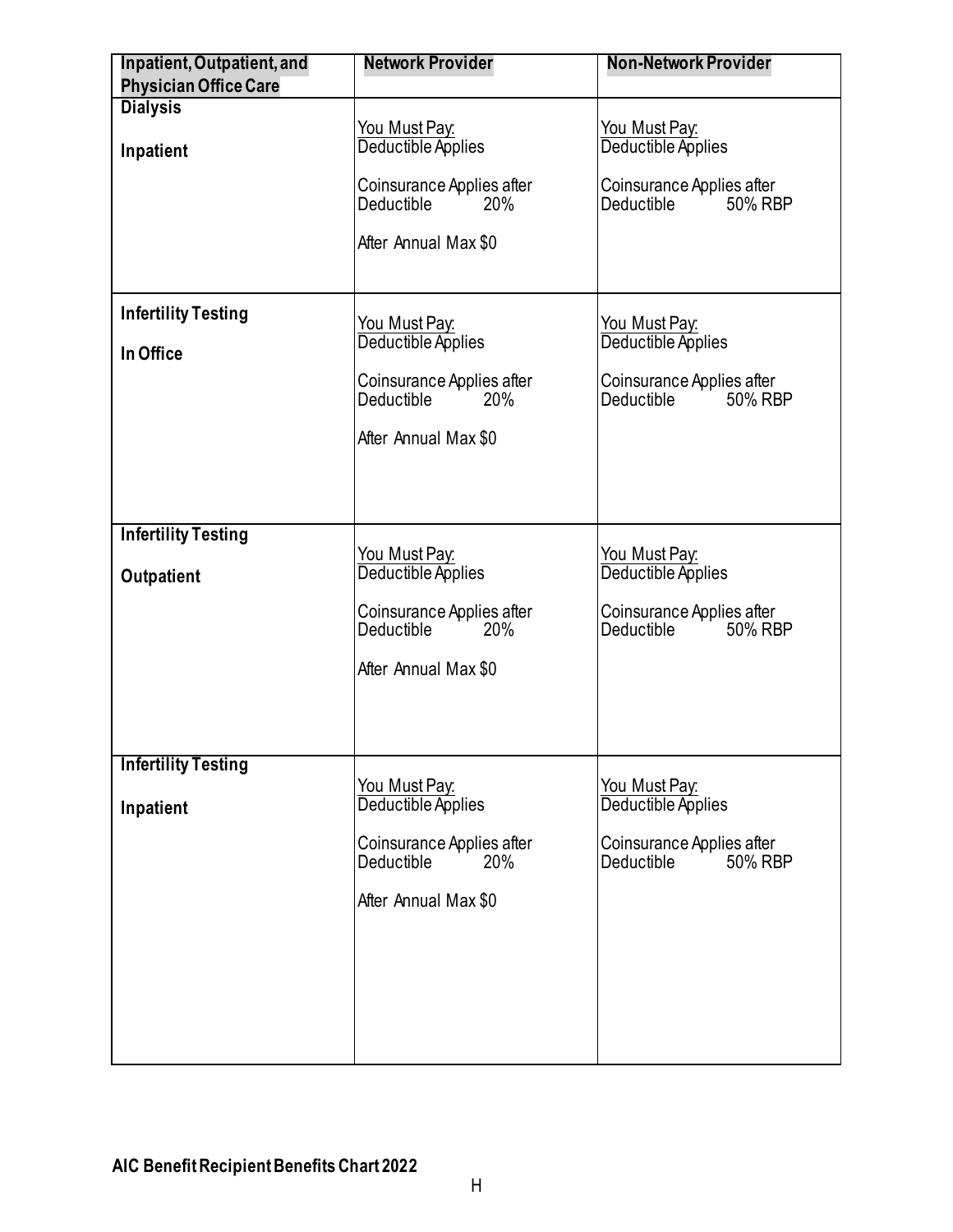| Inpatient, Outpatient, and Physician Office Care | Network Provider | Non-Network Provider |
|---|---|---|
| **Dialysis**<br><br>**Inpatient** | You Must Pay:<br>Deductible Applies<br><br>Coinsurance Applies after Deductible 20%<br><br>After Annual Max $0 | You Must Pay:<br>Deductible Applies<br><br>Coinsurance Applies after Deductible 50% RBP |
| **Infertility Testing**<br><br>**In Office** | You Must Pay:<br>Deductible Applies<br><br>Coinsurance Applies after Deductible 20%<br><br>After Annual Max $0 | You Must Pay:<br>Deductible Applies<br><br>Coinsurance Applies after Deductible 50% RBP |
| **Infertility Testing**<br><br>**Outpatient** | You Must Pay:<br>Deductible Applies<br><br>Coinsurance Applies after Deductible 20%<br><br>After Annual Max $0 | You Must Pay:<br>Deductible Applies<br><br>Coinsurance Applies after Deductible 50% RBP |
| **Infertility Testing**<br><br>**Inpatient** | You Must Pay:<br>Deductible Applies<br><br>Coinsurance Applies after Deductible 20%<br><br>After Annual Max $0 | You Must Pay:<br>Deductible Applies<br><br>Coinsurance Applies after Deductible 50% RBP |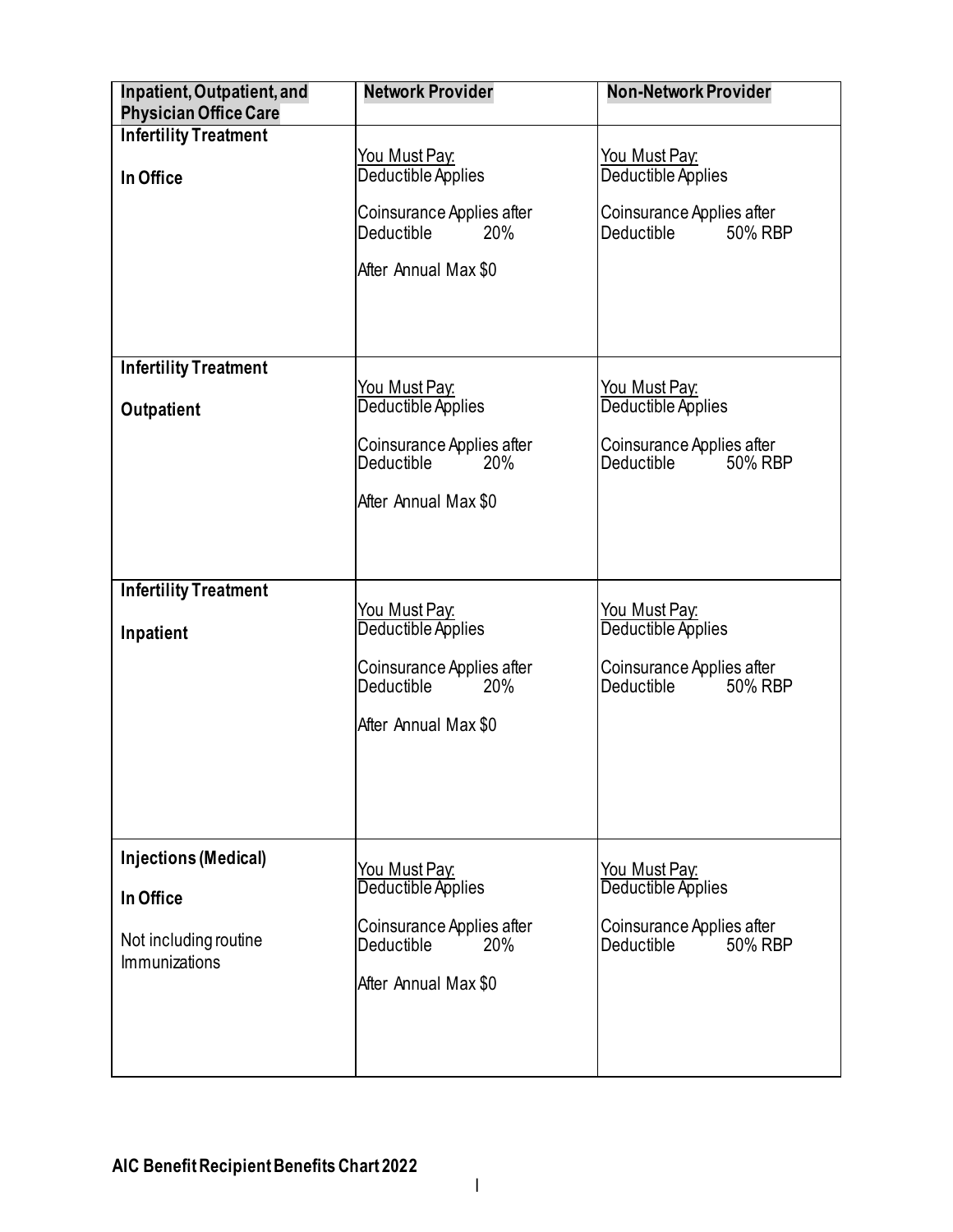| Inpatient, Outpatient, and Physician Office Care | Network Provider | Non-Network Provider |
|---|---|---|
| **Infertility Treatment**<br><br>**In Office** | You Must Pay:<br>Deductible Applies<br><br>Coinsurance Applies after Deductible 20%<br><br>After Annual Max $0 | You Must Pay:<br>Deductible Applies<br><br>Coinsurance Applies after Deductible 50% RBP |
| **Infertility Treatment**<br><br>**Outpatient** | You Must Pay:<br>Deductible Applies<br><br>Coinsurance Applies after Deductible 20%<br><br>After Annual Max $0 | You Must Pay:<br>Deductible Applies<br><br>Coinsurance Applies after Deductible 50% RBP |
| **Infertility Treatment**<br><br>**Inpatient** | You Must Pay:<br>Deductible Applies<br><br>Coinsurance Applies after Deductible 20%<br><br>After Annual Max $0 | You Must Pay:<br>Deductible Applies<br><br>Coinsurance Applies after Deductible 50% RBP |
| **Injections (Medical)**<br><br>**In Office**<br><br>Not including routine Immunizations | You Must Pay:<br>Deductible Applies<br><br>Coinsurance Applies after Deductible 20%<br><br>After Annual Max $0 | You Must Pay:<br>Deductible Applies<br><br>Coinsurance Applies after Deductible 50% RBP |

**AIC Benefit Recipient Benefits Chart 2022**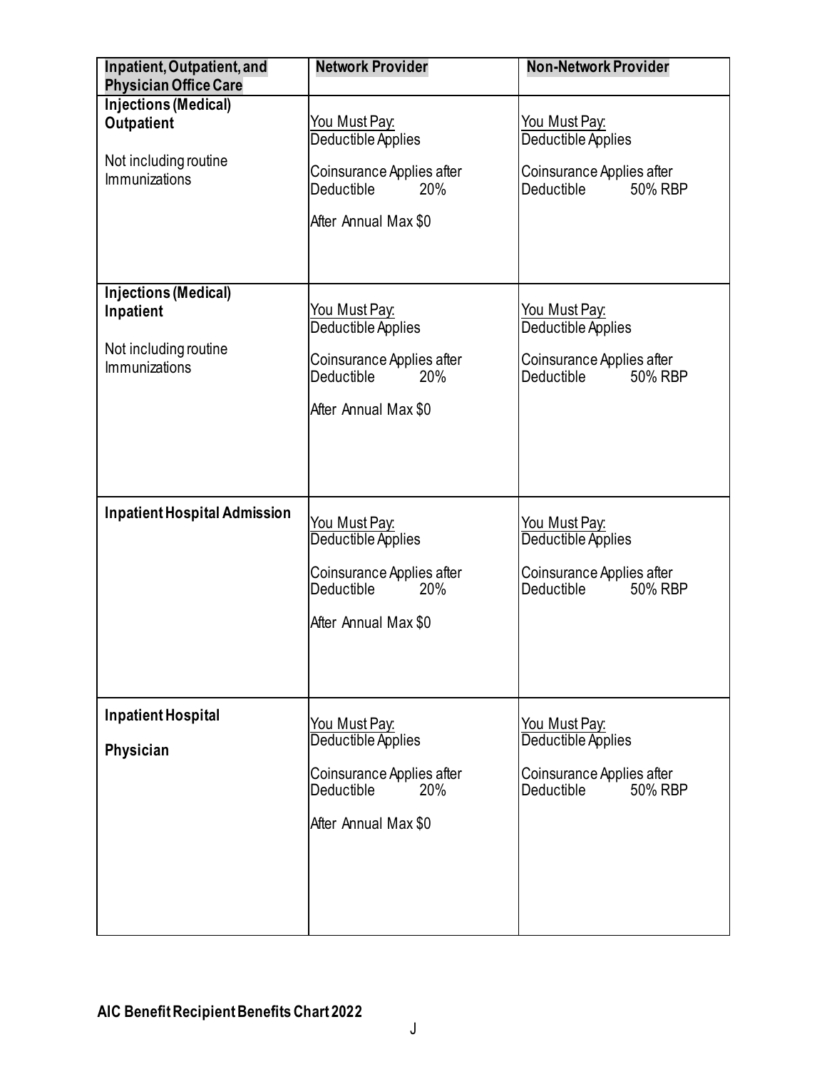| Inpatient, Outpatient, and Physician Office Care | Network Provider | Non-Network Provider |
|---|---|---|
| **Injections (Medical) Outpatient**<br><br>Not including routine Immunizations | You Must Pay:<br>Deductible Applies<br><br>Coinsurance Applies after Deductible 20%<br><br>After Annual Max $0 | You Must Pay:<br>Deductible Applies<br><br>Coinsurance Applies after Deductible 50% RBP |
| **Injections (Medical) Inpatient**<br><br>Not including routine Immunizations | You Must Pay:<br>Deductible Applies<br><br>Coinsurance Applies after Deductible 20%<br><br>After Annual Max $0 | You Must Pay:<br>Deductible Applies<br><br>Coinsurance Applies after Deductible 50% RBP |
| **Inpatient Hospital Admission** | You Must Pay:<br>Deductible Applies<br><br>Coinsurance Applies after Deductible 20%<br><br>After Annual Max $0 | You Must Pay:<br>Deductible Applies<br><br>Coinsurance Applies after Deductible 50% RBP |
| **Inpatient Hospital**<br><br>**Physician** | You Must Pay:<br>Deductible Applies<br><br>Coinsurance Applies after Deductible 20%<br><br>After Annual Max $0 | You Must Pay:<br>Deductible Applies<br><br>Coinsurance Applies after Deductible 50% RBP |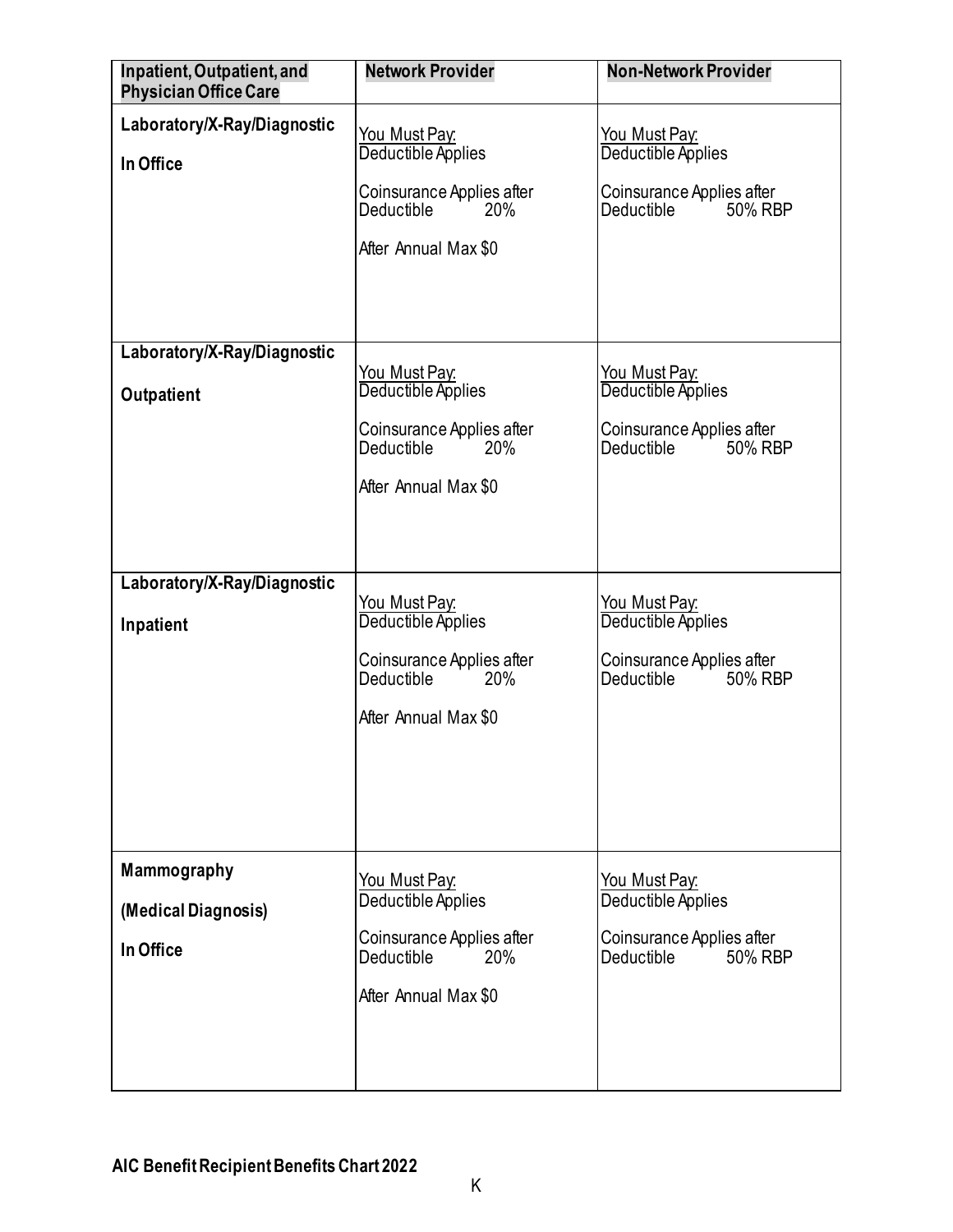| Inpatient, Outpatient, and Physician Office Care | Network Provider | Non-Network Provider |
|---|---|---|
| **Laboratory/X-Ray/Diagnostic**<br><br>**In Office** | You Must Pay:<br>Deductible Applies<br><br>Coinsurance Applies after Deductible 20%<br><br>After Annual Max $0 | You Must Pay:<br>Deductible Applies<br><br>Coinsurance Applies after Deductible 50% RBP |
| **Laboratory/X-Ray/Diagnostic**<br><br>**Outpatient** | You Must Pay:<br>Deductible Applies<br><br>Coinsurance Applies after Deductible 20%<br><br>After Annual Max $0 | You Must Pay:<br>Deductible Applies<br><br>Coinsurance Applies after Deductible 50% RBP |
| **Laboratory/X-Ray/Diagnostic**<br><br>**Inpatient** | You Must Pay:<br>Deductible Applies<br><br>Coinsurance Applies after Deductible 20%<br><br>After Annual Max $0 | You Must Pay:<br>Deductible Applies<br><br>Coinsurance Applies after Deductible 50% RBP |
| **Mammography**<br><br>**(Medical Diagnosis)**<br><br>**In Office** | You Must Pay:<br>Deductible Applies<br><br>Coinsurance Applies after Deductible 20%<br><br>After Annual Max $0 | You Must Pay:<br>Deductible Applies<br><br>Coinsurance Applies after Deductible 50% RBP |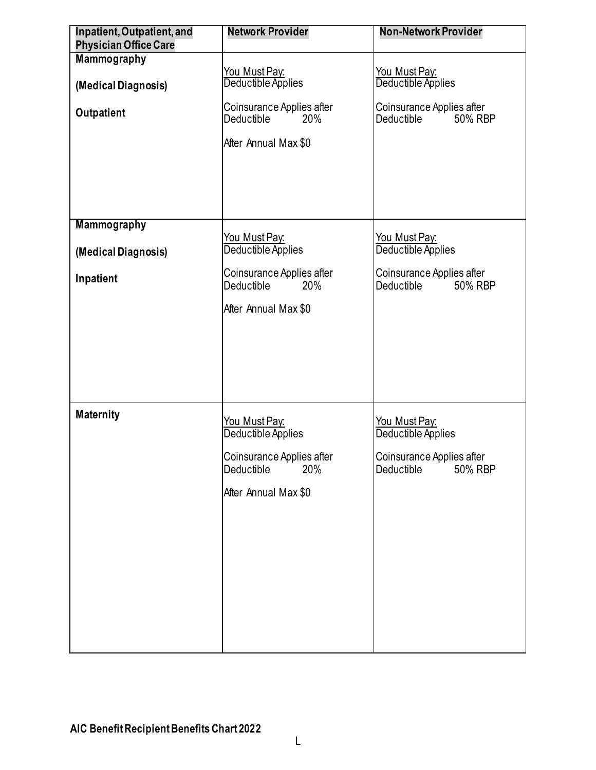| Inpatient, Outpatient, and Physician Office Care | Network Provider | Non-Network Provider |
|---|---|---|
| **Mammography**<br><br>**(Medical Diagnosis)**<br><br>**Outpatient** | You Must Pay:<br>Deductible Applies<br><br>Coinsurance Applies after Deductible 20%<br><br>After Annual Max $0 | You Must Pay:<br>Deductible Applies<br><br>Coinsurance Applies after Deductible 50% RBP |
| **Mammography**<br><br>**(Medical Diagnosis)**<br><br>**Inpatient** | You Must Pay:<br>Deductible Applies<br><br>Coinsurance Applies after Deductible 20%<br><br>After Annual Max $0 | You Must Pay:<br>Deductible Applies<br><br>Coinsurance Applies after Deductible 50% RBP |
| **Maternity** | You Must Pay:<br>Deductible Applies<br><br>Coinsurance Applies after Deductible 20%<br><br>After Annual Max $0 | You Must Pay:<br>Deductible Applies<br><br>Coinsurance Applies after Deductible 50% RBP |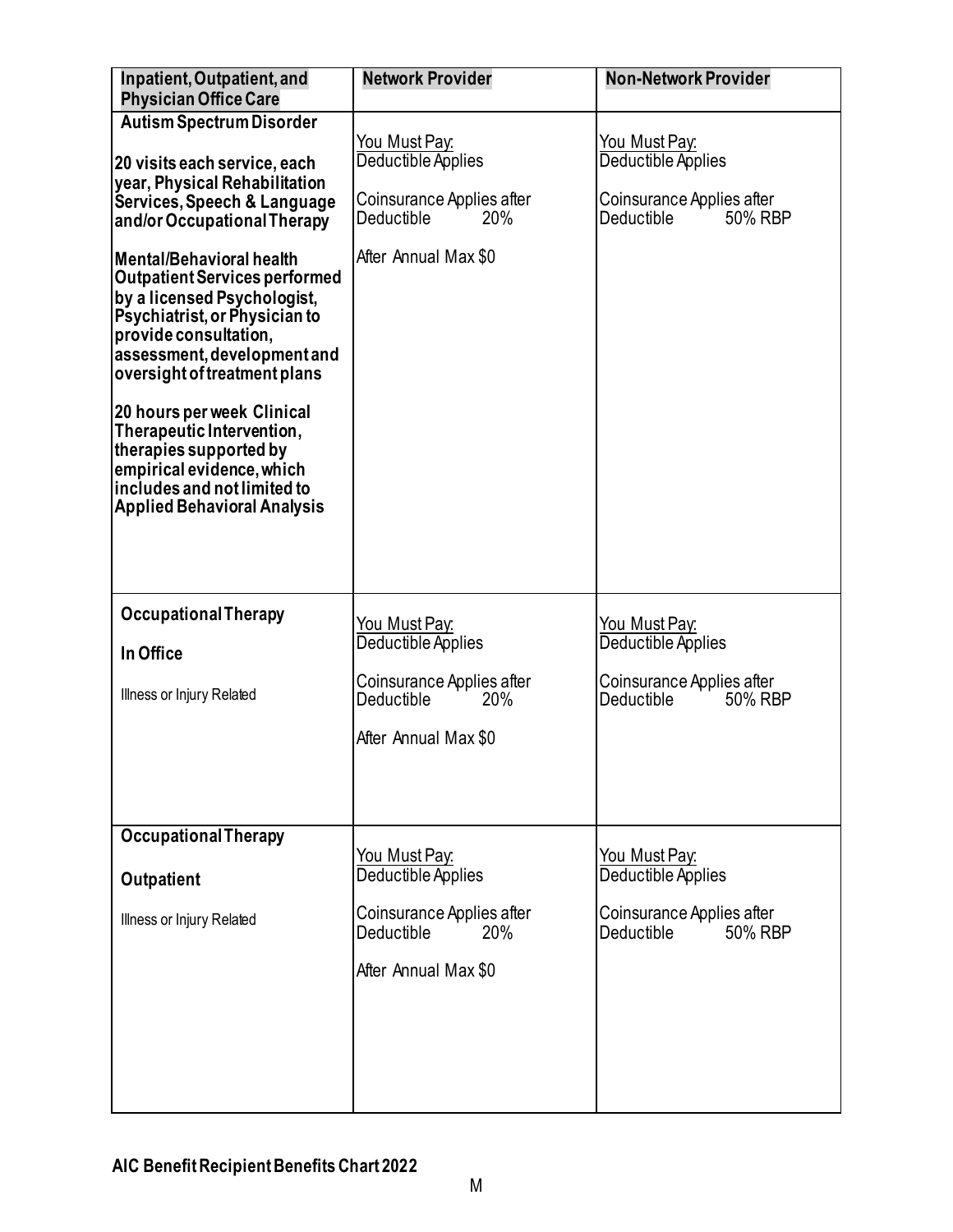| Inpatient, Outpatient, and Physician Office Care | Network Provider | Non-Network Provider |
|---|---|---|
| **Autism Spectrum Disorder**<br><br>**20 visits each service, each year, Physical Rehabilitation Services, Speech & Language and/or Occupational Therapy**<br><br>**Mental/Behavioral health Outpatient Services performed by a licensed Psychologist, Psychiatrist, or Physician to provide consultation, assessment, development and oversight of treatment plans**<br><br>**20 hours per week Clinical Therapeutic Intervention, therapies supported by empirical evidence, which includes and not limited to Applied Behavioral Analysis** | You Must Pay:<br>Deductible Applies<br><br>Coinsurance Applies after Deductible 20%<br><br>After Annual Max $0 | You Must Pay:<br>Deductible Applies<br><br>Coinsurance Applies after Deductible 50% RBP |
| **Occupational Therapy**<br><br>**In Office**<br><br>Illness or Injury Related | You Must Pay:<br>Deductible Applies<br><br>Coinsurance Applies after Deductible 20%<br><br>After Annual Max $0 | You Must Pay:<br>Deductible Applies<br><br>Coinsurance Applies after Deductible 50% RBP |
| **Occupational Therapy**<br><br>**Outpatient**<br><br>Illness or Injury Related | You Must Pay:<br>Deductible Applies<br><br>Coinsurance Applies after Deductible 20%<br><br>After Annual Max $0 | You Must Pay:<br>Deductible Applies<br><br>Coinsurance Applies after Deductible 50% RBP |

**AIC Benefit Recipient Benefits Chart 2022**

M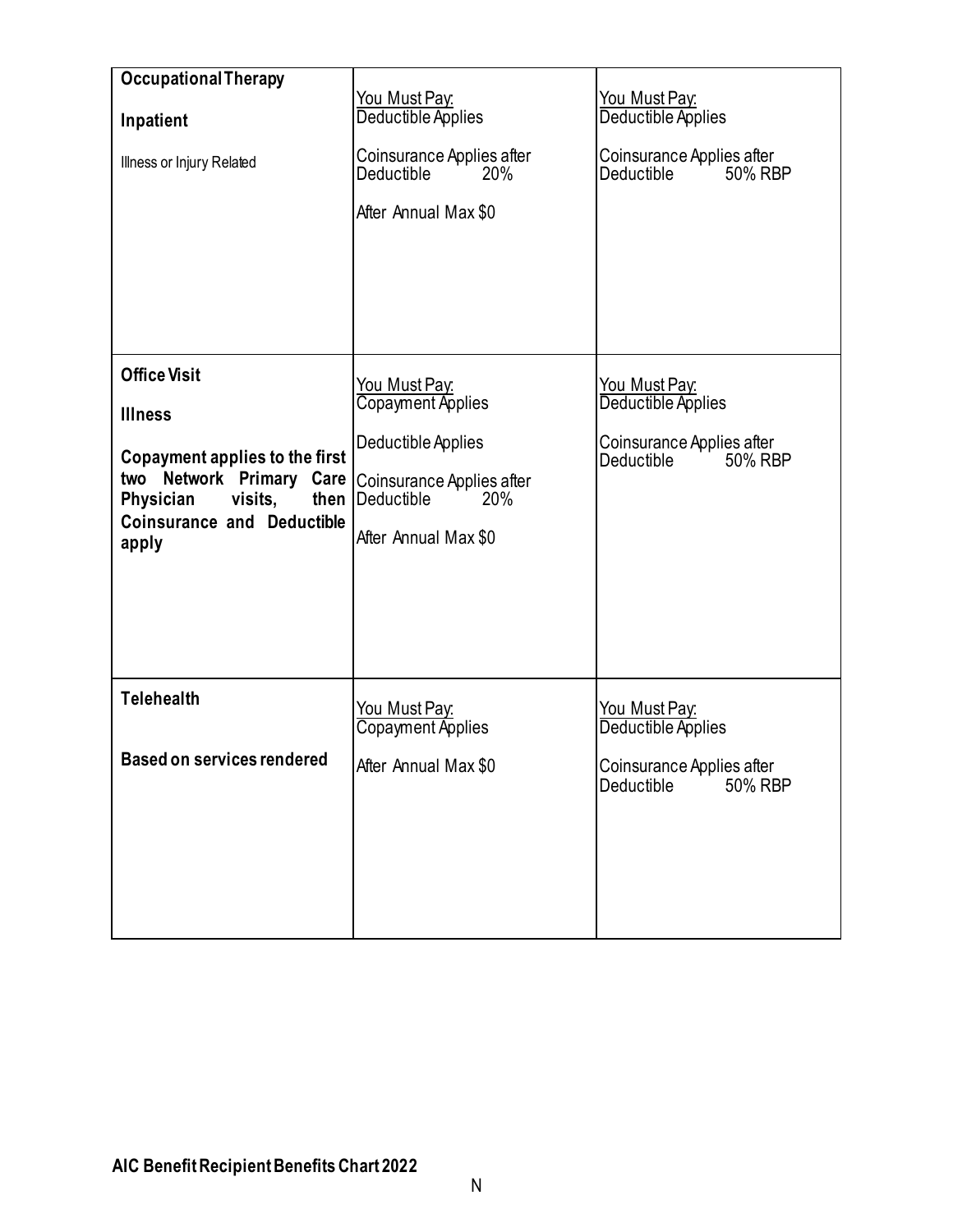| | | |
|---|---|---|
| **Occupational Therapy**<br><br>**Inpatient**<br><br>Illness or Injury Related | You Must Pay:<br>Deductible Applies<br><br>Coinsurance Applies after Deductible 20%<br><br>After Annual Max $0 | You Must Pay:<br>Deductible Applies<br><br>Coinsurance Applies after Deductible 50% RBP |
| **Office Visit**<br><br>**Illness**<br><br>**Copayment applies to the first two Network Primary Care Physician visits, then Coinsurance and Deductible apply** | You Must Pay:<br>Copayment Applies<br><br>Deductible Applies<br><br>Coinsurance Applies after Deductible 20%<br><br>After Annual Max $0 | You Must Pay:<br>Deductible Applies<br><br>Coinsurance Applies after Deductible 50% RBP |
| **Telehealth**<br><br>**Based on services rendered** | You Must Pay:<br>Copayment Applies<br><br>After Annual Max $0 | You Must Pay:<br>Deductible Applies<br><br>Coinsurance Applies after Deductible 50% RBP |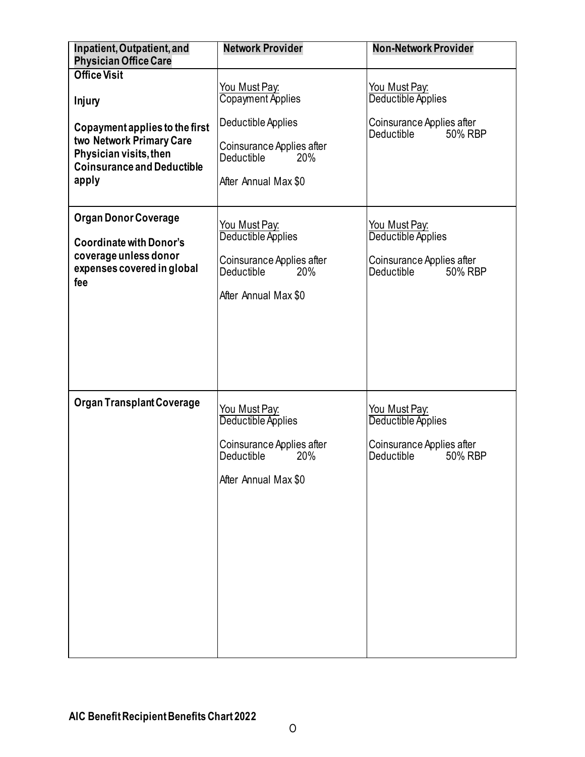| **Inpatient, Outpatient, and Physician Office Care** | **Network Provider** | **Non-Network Provider** |
| --- | --- | --- |
| **Office Visit**<br><br>**Injury**<br><br>**Copayment applies to the first two Network Primary Care Physician visits, then Coinsurance and Deductible apply** | You Must Pay:<br>Copayment Applies<br><br>Deductible Applies<br><br>Coinsurance Applies after Deductible 20%<br><br>After Annual Max $0 | You Must Pay:<br>Deductible Applies<br><br>Coinsurance Applies after Deductible 50% RBP |
| **Organ Donor Coverage**<br><br>**Coordinate with Donor's coverage unless donor expenses covered in global fee** | You Must Pay:<br>Deductible Applies<br><br>Coinsurance Applies after Deductible 20%<br><br>After Annual Max $0 | You Must Pay:<br>Deductible Applies<br><br>Coinsurance Applies after Deductible 50% RBP |
| **Organ Transplant Coverage** | You Must Pay:<br>Deductible Applies<br><br>Coinsurance Applies after Deductible 20%<br><br>After Annual Max $0 | You Must Pay:<br>Deductible Applies<br><br>Coinsurance Applies after Deductible 50% RBP |

**AIC Benefit Recipient Benefits Chart 2022**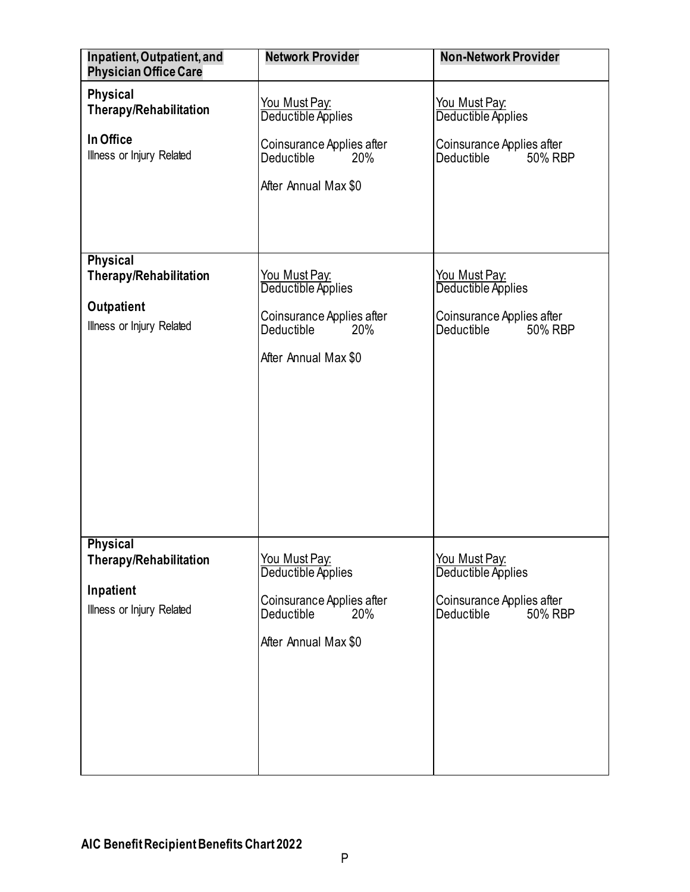| Inpatient, Outpatient, and Physician Office Care | Network Provider | Non-Network Provider |
|---|---|---|
| **Physical Therapy/Rehabilitation**<br><br>**In Office**<br>Illness or Injury Related | You Must Pay:<br>Deductible Applies<br><br>Coinsurance Applies after Deductible 20%<br><br>After Annual Max $0 | You Must Pay:<br>Deductible Applies<br><br>Coinsurance Applies after Deductible 50% RBP |
| **Physical Therapy/Rehabilitation**<br><br>**Outpatient**<br>Illness or Injury Related | You Must Pay:<br>Deductible Applies<br><br>Coinsurance Applies after Deductible 20%<br><br>After Annual Max $0 | You Must Pay:<br>Deductible Applies<br><br>Coinsurance Applies after Deductible 50% RBP |
| **Physical Therapy/Rehabilitation**<br><br>**Inpatient**<br>Illness or Injury Related | You Must Pay:<br>Deductible Applies<br><br>Coinsurance Applies after Deductible 20%<br><br>After Annual Max $0 | You Must Pay:<br>Deductible Applies<br><br>Coinsurance Applies after Deductible 50% RBP |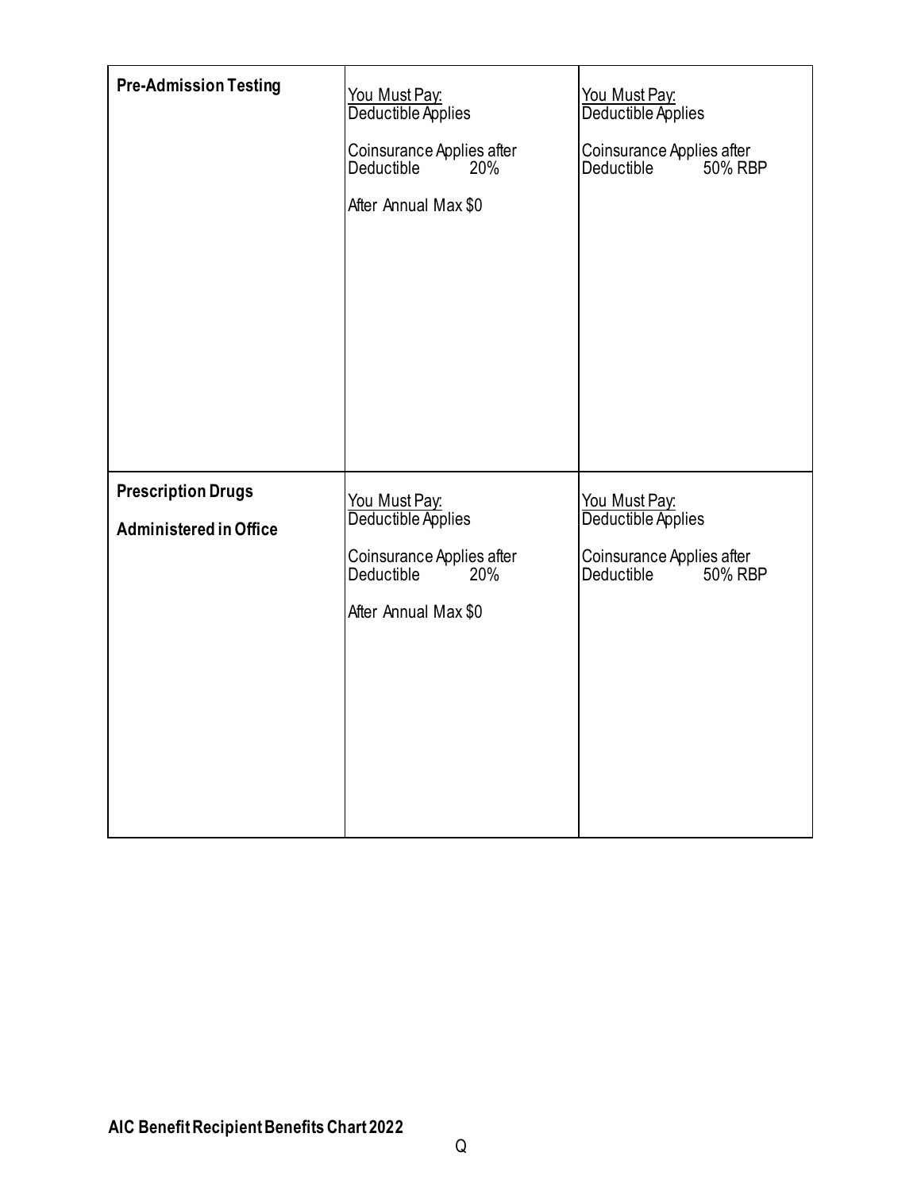| | | |
|---|---|---|
| **Pre-Admission Testing** | You Must Pay:<br>Deductible Applies<br><br>Coinsurance Applies after Deductible 20%<br><br>After Annual Max $0 | You Must Pay:<br>Deductible Applies<br><br>Coinsurance Applies after Deductible 50% RBP |
| **Prescription Drugs**<br><br>**Administered in Office** | You Must Pay:<br>Deductible Applies<br><br>Coinsurance Applies after Deductible 20%<br><br>After Annual Max $0 | You Must Pay:<br>Deductible Applies<br><br>Coinsurance Applies after Deductible 50% RBP |

**AIC Benefit Recipient Benefits Chart 2022**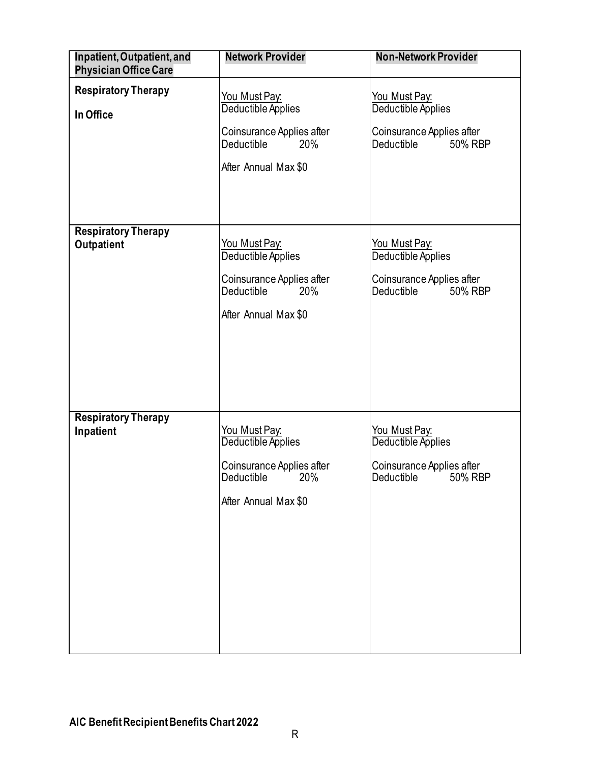| Inpatient, Outpatient, and Physician Office Care | Network Provider | Non-Network Provider |
|---|---|---|
| **Respiratory Therapy**<br><br>**In Office** | You Must Pay:<br>Deductible Applies<br><br>Coinsurance Applies after Deductible 20%<br><br>After Annual Max $0 | You Must Pay:<br>Deductible Applies<br><br>Coinsurance Applies after Deductible 50% RBP |
| **Respiratory Therapy Outpatient** | You Must Pay:<br>Deductible Applies<br><br>Coinsurance Applies after Deductible 20%<br><br>After Annual Max $0 | You Must Pay:<br>Deductible Applies<br><br>Coinsurance Applies after Deductible 50% RBP |
| **Respiratory Therapy Inpatient** | You Must Pay:<br>Deductible Applies<br><br>Coinsurance Applies after Deductible 20%<br><br>After Annual Max $0 | You Must Pay:<br>Deductible Applies<br><br>Coinsurance Applies after Deductible 50% RBP |

**AIC Benefit Recipient Benefits Chart 2022**

R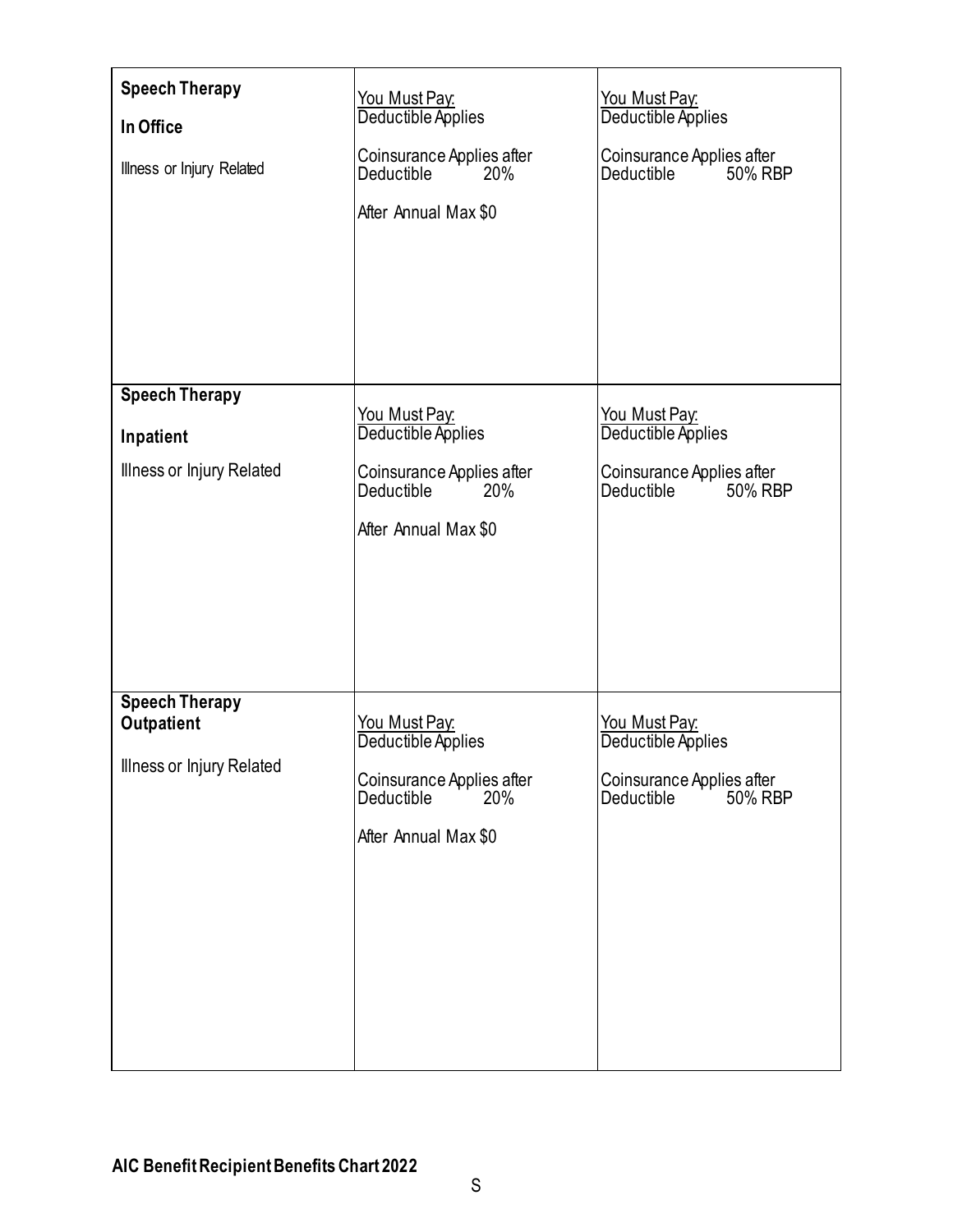| | | |
|---|---|---|
| **Speech Therapy**<br><br>**In Office**<br><br>Illness or Injury Related | You Must Pay:<br>Deductible Applies<br><br>Coinsurance Applies after Deductible 20%<br><br>After Annual Max $0 | You Must Pay:<br>Deductible Applies<br><br>Coinsurance Applies after Deductible 50% RBP |
| **Speech Therapy**<br><br>**Inpatient**<br><br>Illness or Injury Related | You Must Pay:<br>Deductible Applies<br><br>Coinsurance Applies after Deductible 20%<br><br>After Annual Max $0 | You Must Pay:<br>Deductible Applies<br><br>Coinsurance Applies after Deductible 50% RBP |
| **Speech Therapy**<br>**Outpatient**<br><br>Illness or Injury Related | You Must Pay:<br>Deductible Applies<br><br>Coinsurance Applies after Deductible 20%<br><br>After Annual Max $0 | You Must Pay:<br>Deductible Applies<br><br>Coinsurance Applies after Deductible 50% RBP |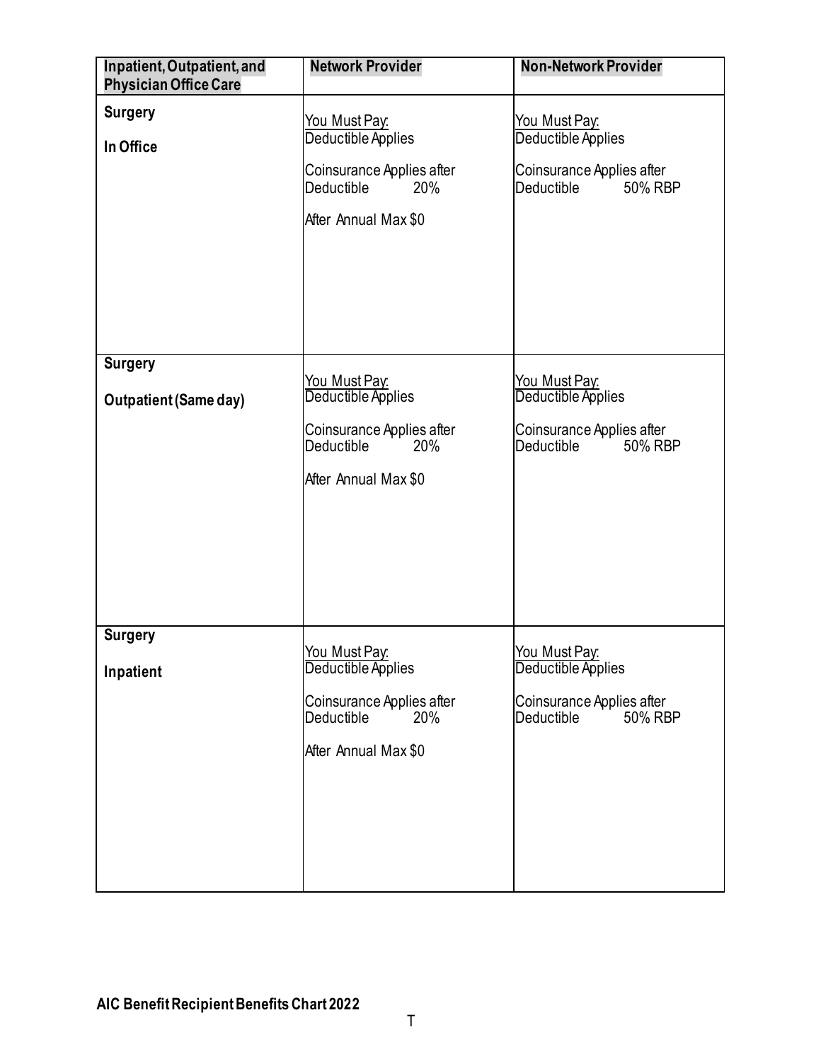| Inpatient, Outpatient, and Physician Office Care | Network Provider | Non-Network Provider |
|---|---|---|
| **Surgery**<br><br>**In Office** | You Must Pay:<br>Deductible Applies<br><br>Coinsurance Applies after Deductible 20%<br><br>After Annual Max $0 | You Must Pay:<br>Deductible Applies<br><br>Coinsurance Applies after Deductible 50% RBP |
| **Surgery**<br><br>**Outpatient (Same day)** | You Must Pay:<br>Deductible Applies<br><br>Coinsurance Applies after Deductible 20%<br><br>After Annual Max $0 | You Must Pay:<br>Deductible Applies<br><br>Coinsurance Applies after Deductible 50% RBP |
| **Surgery**<br><br>**Inpatient** | You Must Pay:<br>Deductible Applies<br><br>Coinsurance Applies after Deductible 20%<br><br>After Annual Max $0 | You Must Pay:<br>Deductible Applies<br><br>Coinsurance Applies after Deductible 50% RBP |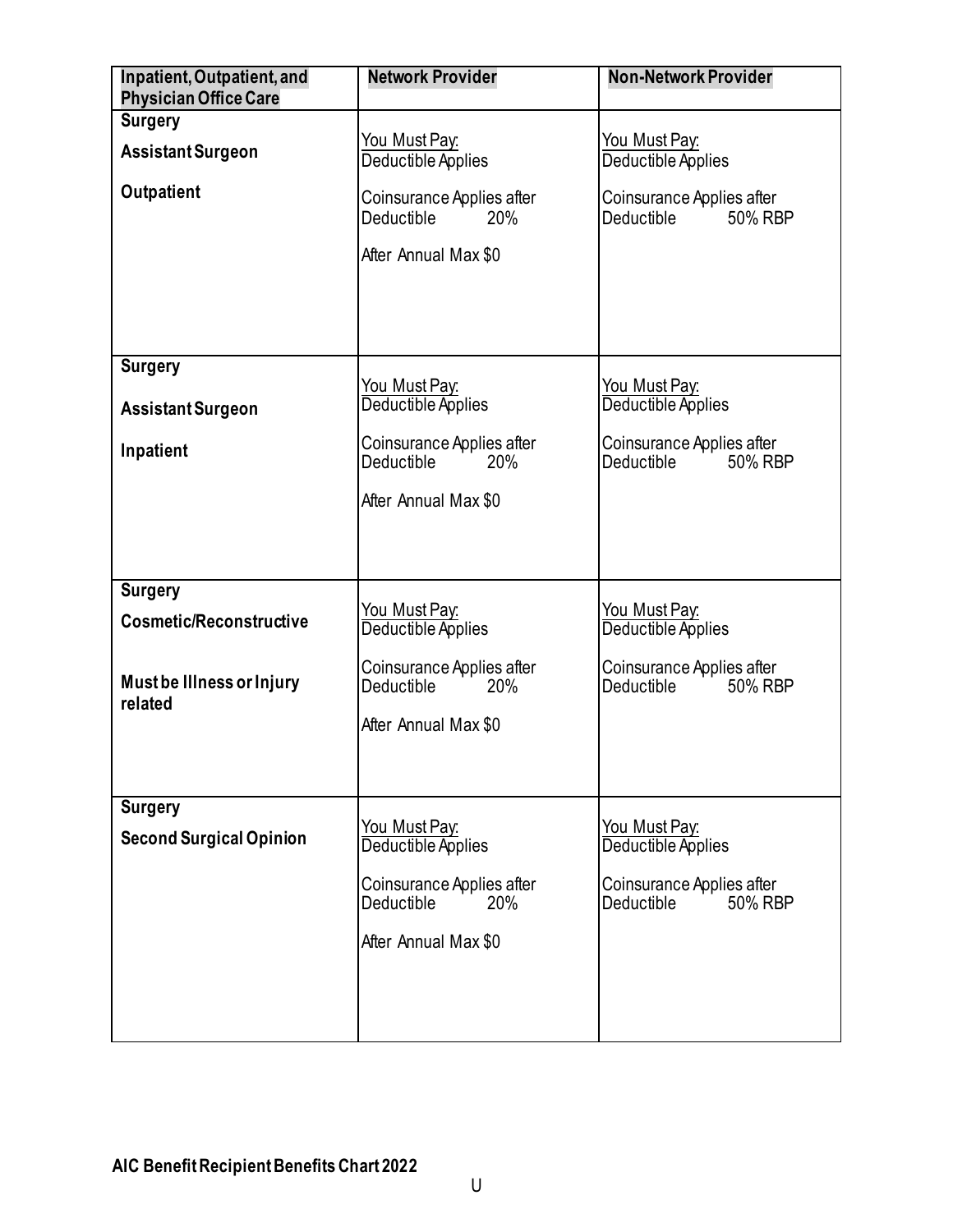| Inpatient, Outpatient, and Physician Office Care | Network Provider | Non-Network Provider |
|---|---|---|
| **Surgery**<br><br>**Assistant Surgeon**<br><br>**Outpatient** | You Must Pay:<br>Deductible Applies<br><br>Coinsurance Applies after Deductible 20%<br><br>After Annual Max $0 | You Must Pay:<br>Deductible Applies<br><br>Coinsurance Applies after Deductible 50% RBP |
| **Surgery**<br><br>**Assistant Surgeon**<br><br>**Inpatient** | You Must Pay:<br>Deductible Applies<br><br>Coinsurance Applies after Deductible 20%<br><br>After Annual Max $0 | You Must Pay:<br>Deductible Applies<br><br>Coinsurance Applies after Deductible 50% RBP |
| **Surgery**<br><br>**Cosmetic/Reconstructive**<br><br>**Must be Illness or Injury related** | You Must Pay:<br>Deductible Applies<br><br>Coinsurance Applies after Deductible 20%<br><br>After Annual Max $0 | You Must Pay:<br>Deductible Applies<br><br>Coinsurance Applies after Deductible 50% RBP |
| **Surgery**<br><br>**Second Surgical Opinion** | You Must Pay:<br>Deductible Applies<br><br>Coinsurance Applies after Deductible 20%<br><br>After Annual Max $0 | You Must Pay:<br>Deductible Applies<br><br>Coinsurance Applies after Deductible 50% RBP |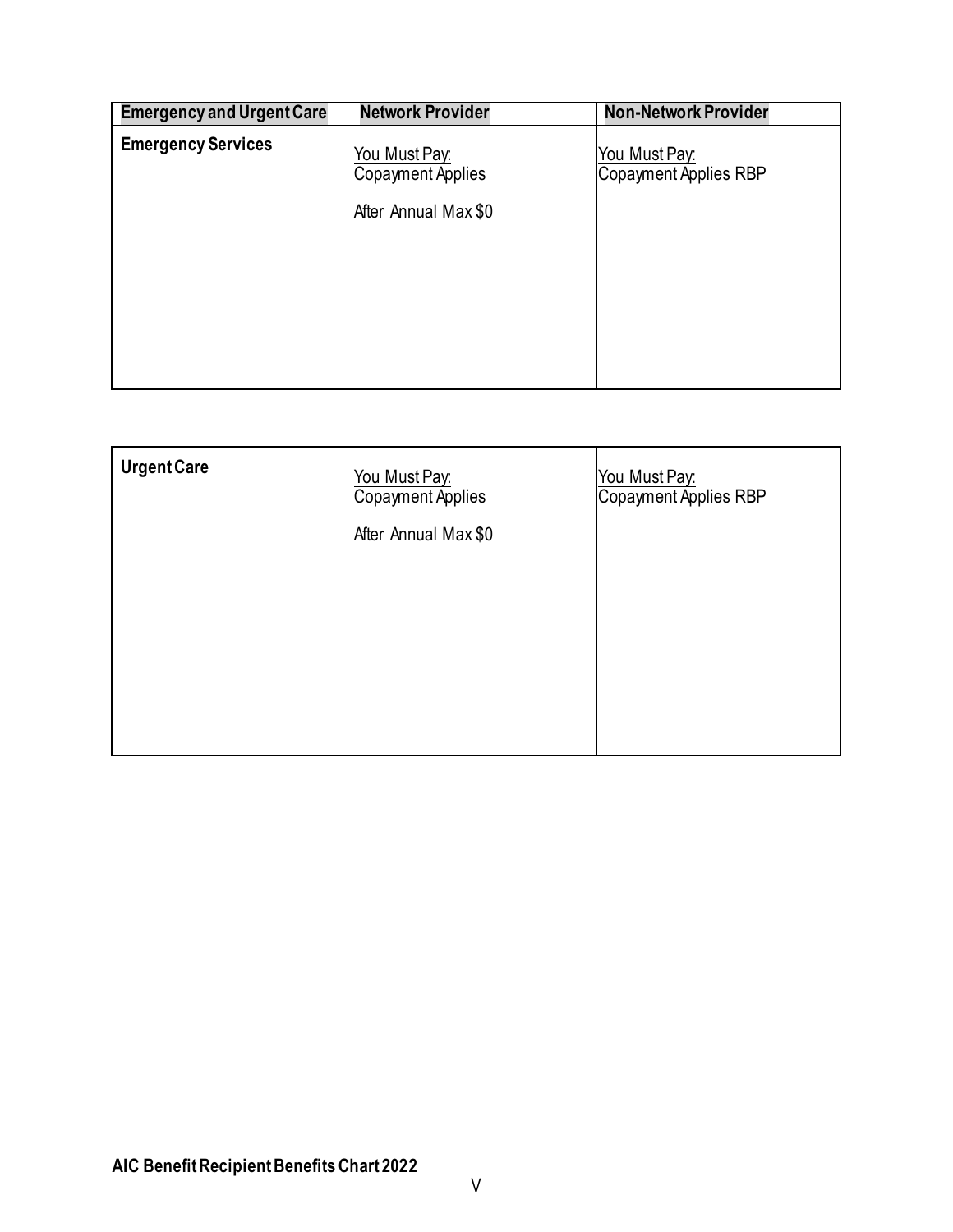| Emergency and Urgent Care | Network Provider | Non-Network Provider |
| --- | --- | --- |
| **Emergency Services** | You Must Pay:<br>Copayment Applies<br><br>After Annual Max $0 | You Must Pay:<br>Copayment Applies RBP |
| **Urgent Care** | You Must Pay:<br>Copayment Applies<br><br>After Annual Max $0 | You Must Pay:<br>Copayment Applies RBP |

**AIC Benefit Recipient Benefits Chart 2022**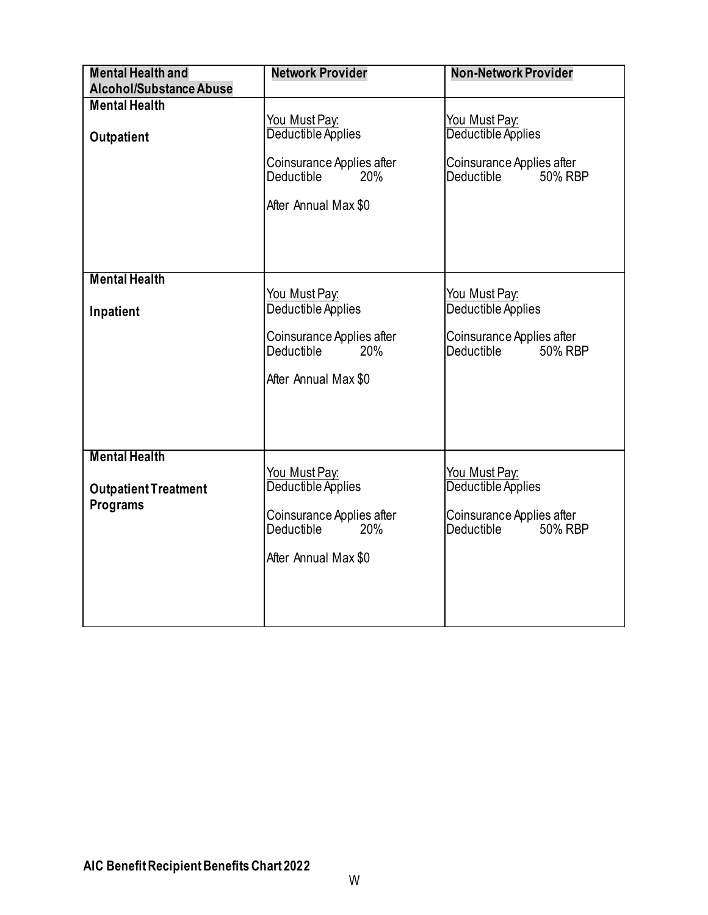| **Mental Health and Alcohol/Substance Abuse** | **Network Provider** | **Non-Network Provider** |
| --- | --- | --- |
| **Mental Health**<br><br>**Outpatient** | You Must Pay:<br>Deductible Applies<br><br>Coinsurance Applies after Deductible 20%<br><br>After Annual Max $0 | You Must Pay:<br>Deductible Applies<br><br>Coinsurance Applies after Deductible 50% RBP |
| **Mental Health**<br><br>**Inpatient** | You Must Pay:<br>Deductible Applies<br><br>Coinsurance Applies after Deductible 20%<br><br>After Annual Max $0 | You Must Pay:<br>Deductible Applies<br><br>Coinsurance Applies after Deductible 50% RBP |
| **Mental Health**<br><br>**Outpatient Treatment Programs** | You Must Pay:<br>Deductible Applies<br><br>Coinsurance Applies after Deductible 20%<br><br>After Annual Max $0 | You Must Pay:<br>Deductible Applies<br><br>Coinsurance Applies after Deductible 50% RBP |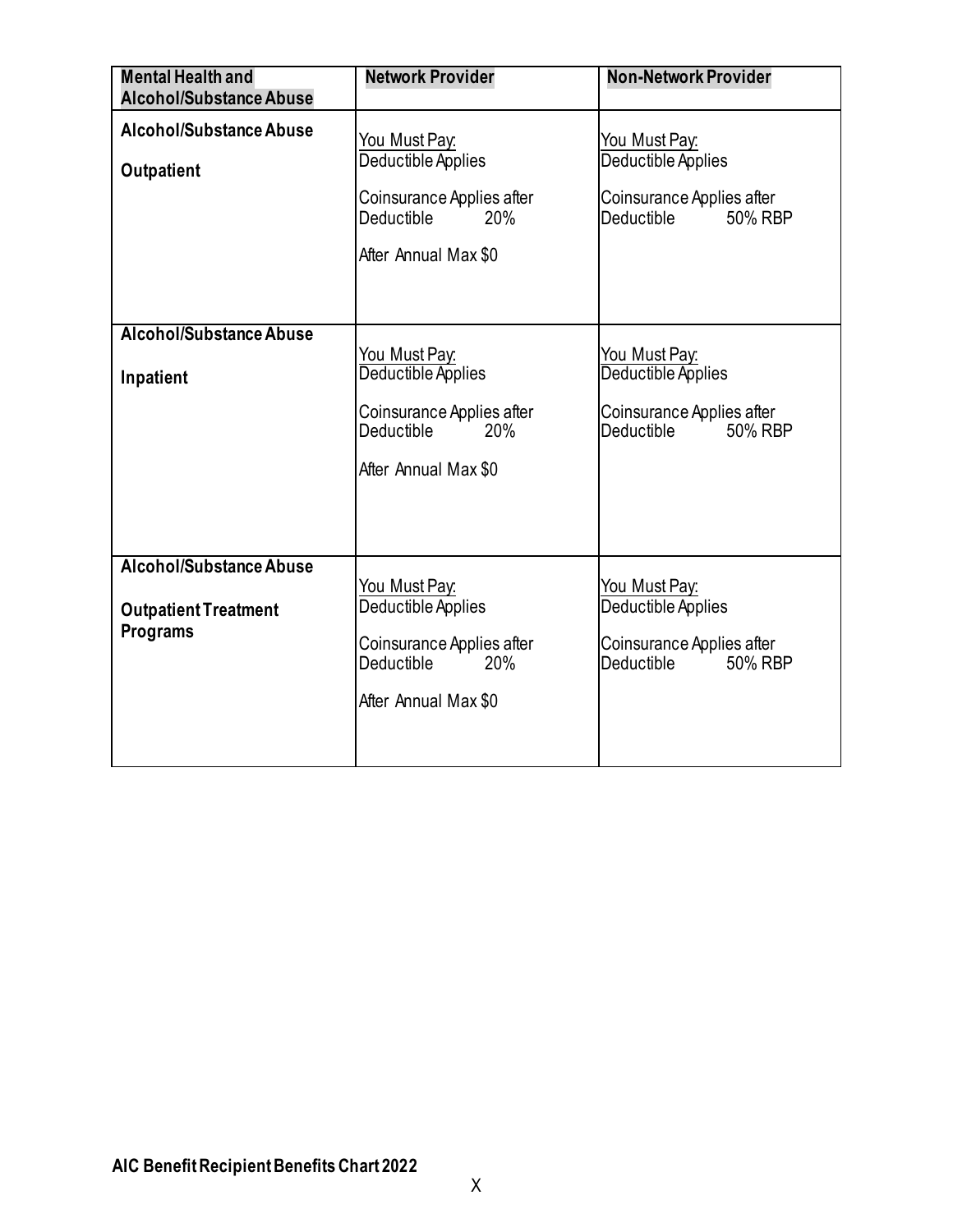| Mental Health and Alcohol/Substance Abuse | Network Provider | Non-Network Provider |
|---|---|---|
| **Alcohol/Substance Abuse**<br><br>**Outpatient** | You Must Pay:<br>Deductible Applies<br><br>Coinsurance Applies after Deductible 20%<br><br>After Annual Max $0 | You Must Pay:<br>Deductible Applies<br><br>Coinsurance Applies after Deductible 50% RBP |
| **Alcohol/Substance Abuse**<br><br>**Inpatient** | You Must Pay:<br>Deductible Applies<br><br>Coinsurance Applies after Deductible 20%<br><br>After Annual Max $0 | You Must Pay:<br>Deductible Applies<br><br>Coinsurance Applies after Deductible 50% RBP |
| **Alcohol/Substance Abuse**<br><br>**Outpatient Treatment Programs** | You Must Pay:<br>Deductible Applies<br><br>Coinsurance Applies after Deductible 20%<br><br>After Annual Max $0 | You Must Pay:<br>Deductible Applies<br><br>Coinsurance Applies after Deductible 50% RBP |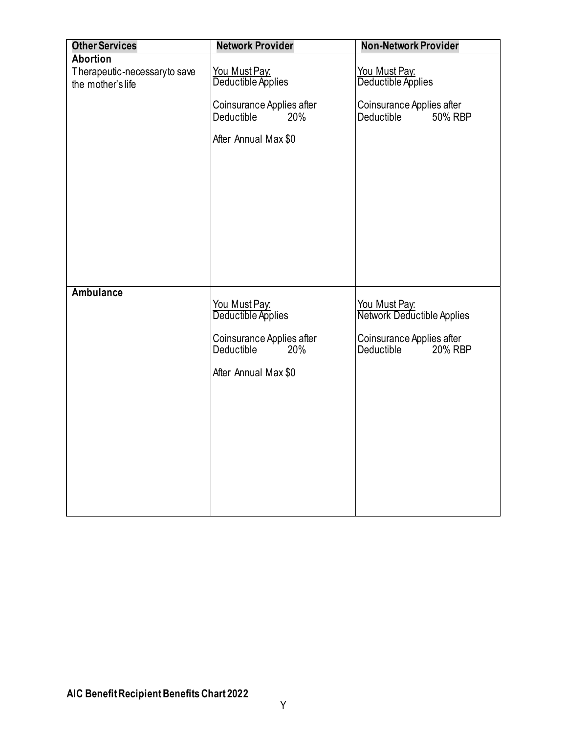| Other Services | Network Provider | Non-Network Provider |
|---|---|---|
| **Abortion**<br>Therapeutic-necessary to save the mother's life | You Must Pay:<br>Deductible Applies<br><br>Coinsurance Applies after Deductible 20%<br><br>After Annual Max $0 | You Must Pay:<br>Deductible Applies<br><br>Coinsurance Applies after Deductible 50% RBP |
| **Ambulance** | You Must Pay:<br>Deductible Applies<br><br>Coinsurance Applies after Deductible 20%<br><br>After Annual Max $0 | You Must Pay:<br>Network Deductible Applies<br><br>Coinsurance Applies after Deductible 20% RBP |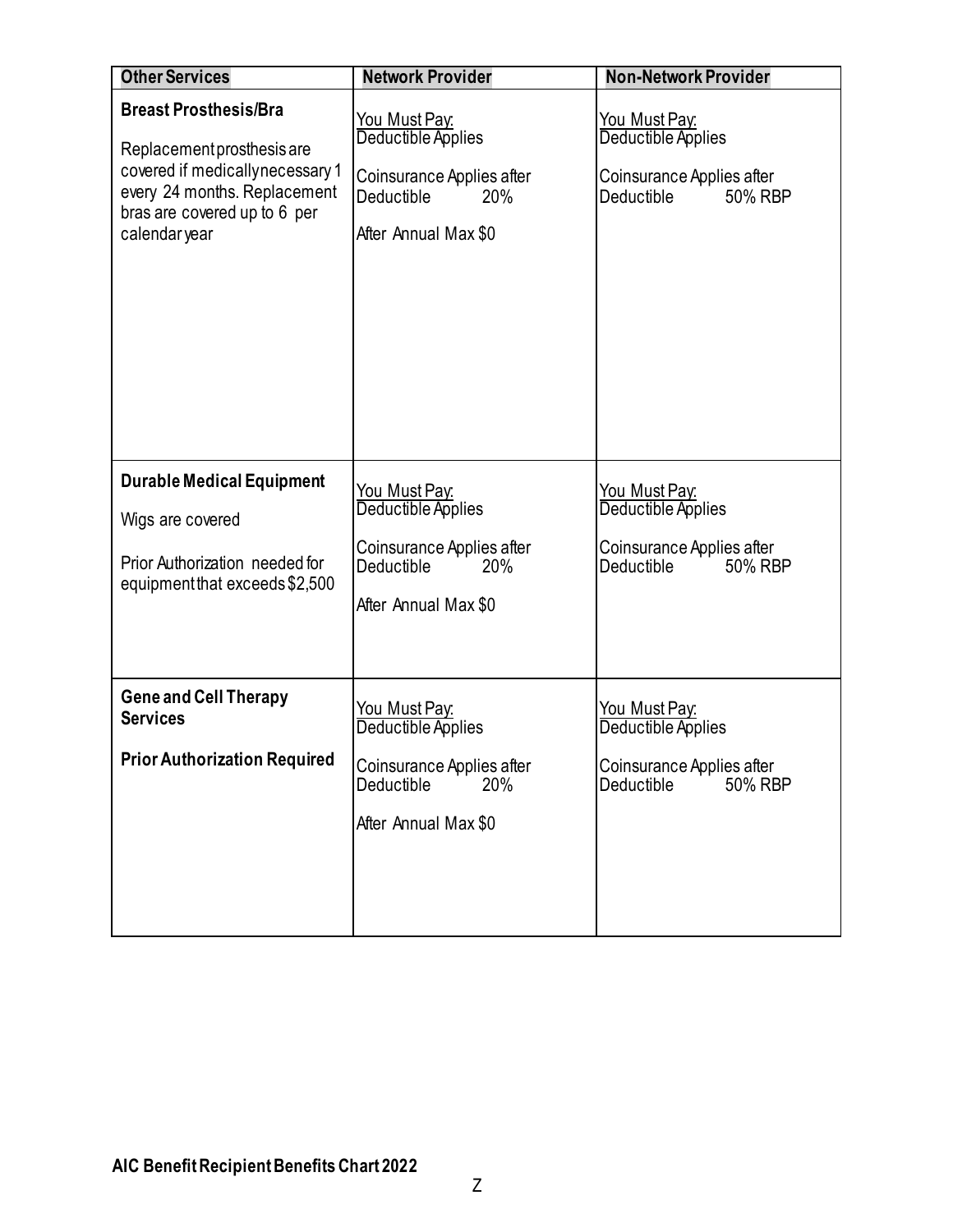| Other Services | Network Provider | Non-Network Provider |
| --- | --- | --- |
| **Breast Prosthesis/Bra**<br><br>Replacement prosthesis are covered if medically necessary 1 every 24 months. Replacement bras are covered up to 6 per calendar year | You Must Pay:<br>Deductible Applies<br><br>Coinsurance Applies after Deductible 20%<br><br>After Annual Max $0 | You Must Pay:<br>Deductible Applies<br><br>Coinsurance Applies after Deductible 50% RBP |
| **Durable Medical Equipment**<br><br>Wigs are covered<br><br>Prior Authorization needed for equipment that exceeds $2,500 | You Must Pay:<br>Deductible Applies<br><br>Coinsurance Applies after Deductible 20%<br><br>After Annual Max $0 | You Must Pay:<br>Deductible Applies<br><br>Coinsurance Applies after Deductible 50% RBP |
| **Gene and Cell Therapy Services**<br><br>**Prior Authorization Required** | You Must Pay:<br>Deductible Applies<br><br>Coinsurance Applies after Deductible 20%<br><br>After Annual Max $0 | You Must Pay:<br>Deductible Applies<br><br>Coinsurance Applies after Deductible 50% RBP |

**AIC Benefit Recipient Benefits Chart 2022**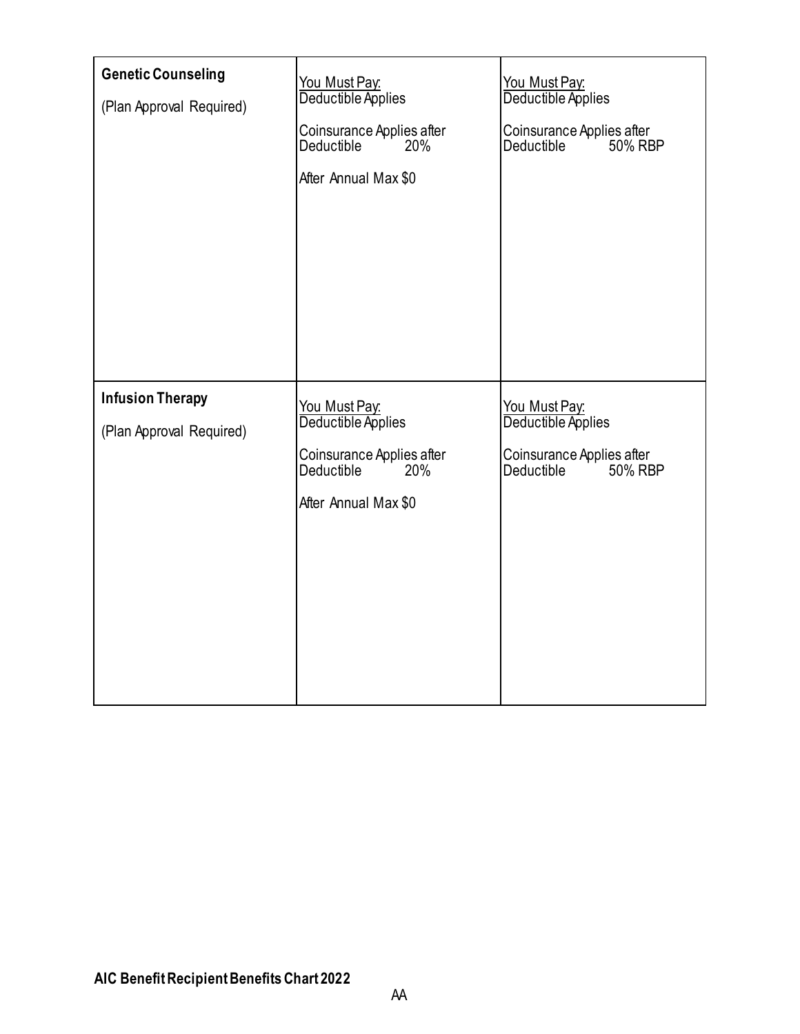| Genetic Counseling (Plan Approval Required) | You Must Pay: Deductible Applies<br><br>Coinsurance Applies after Deductible 20%<br><br>After Annual Max $0 | You Must Pay: Deductible Applies<br><br>Coinsurance Applies after Deductible 50% RBP |
|---|---|---|
| **Infusion Therapy** (Plan Approval Required) | You Must Pay: Deductible Applies<br><br>Coinsurance Applies after Deductible 20%<br><br>After Annual Max $0 | You Must Pay: Deductible Applies<br><br>Coinsurance Applies after Deductible 50% RBP |

**AIC Benefit Recipient Benefits Chart 2022**

AA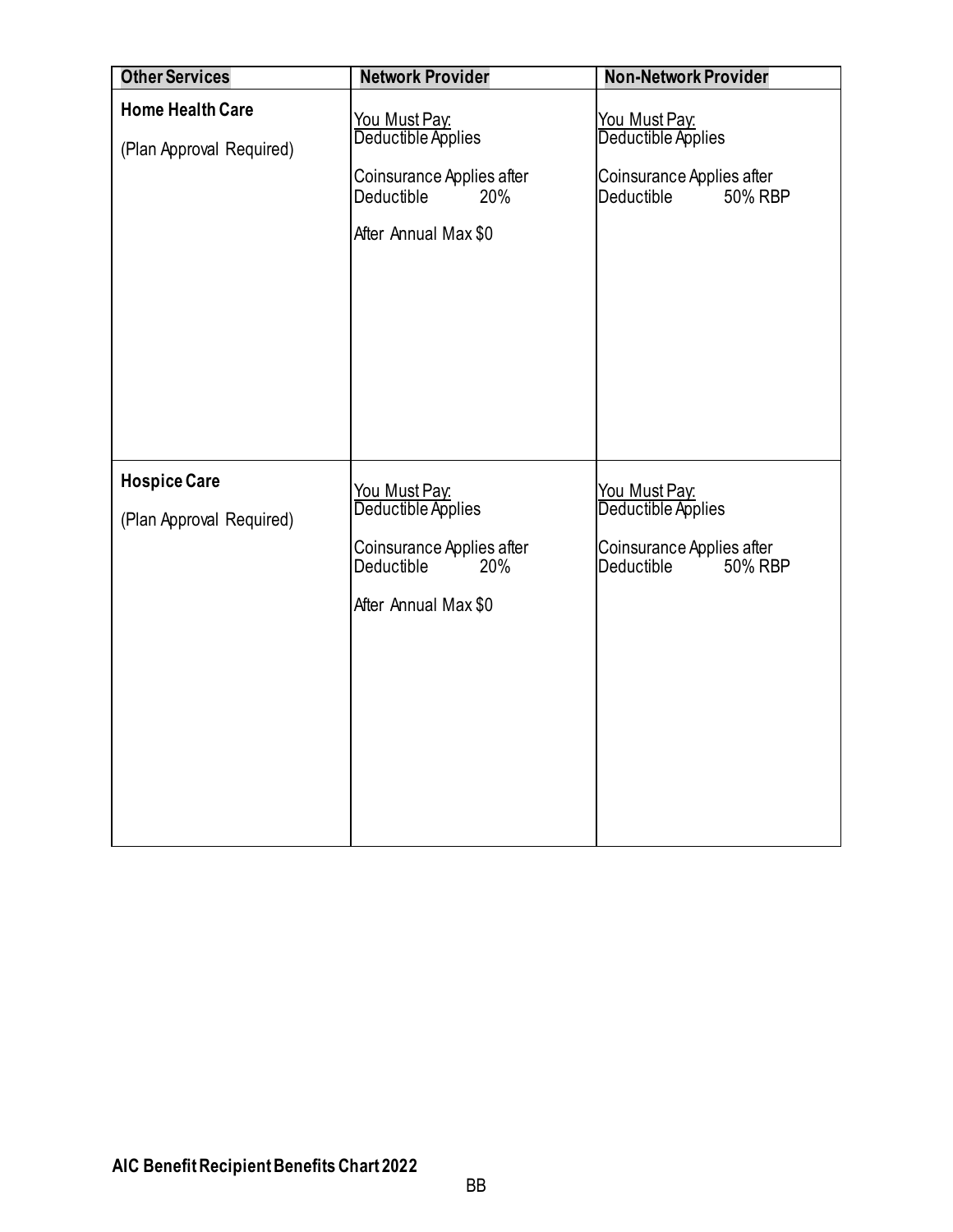| Other Services | Network Provider | Non-Network Provider |
|---|---|---|
| **Home Health Care**<br><br>(Plan Approval Required) | You Must Pay:<br>Deductible Applies<br><br>Coinsurance Applies after Deductible 20%<br><br>After Annual Max $0 | You Must Pay:<br>Deductible Applies<br><br>Coinsurance Applies after Deductible 50% RBP |
| **Hospice Care**<br><br>(Plan Approval Required) | You Must Pay:<br>Deductible Applies<br><br>Coinsurance Applies after Deductible 20%<br><br>After Annual Max $0 | You Must Pay:<br>Deductible Applies<br><br>Coinsurance Applies after Deductible 50% RBP |

**AIC Benefit Recipient Benefits Chart 2022**

BB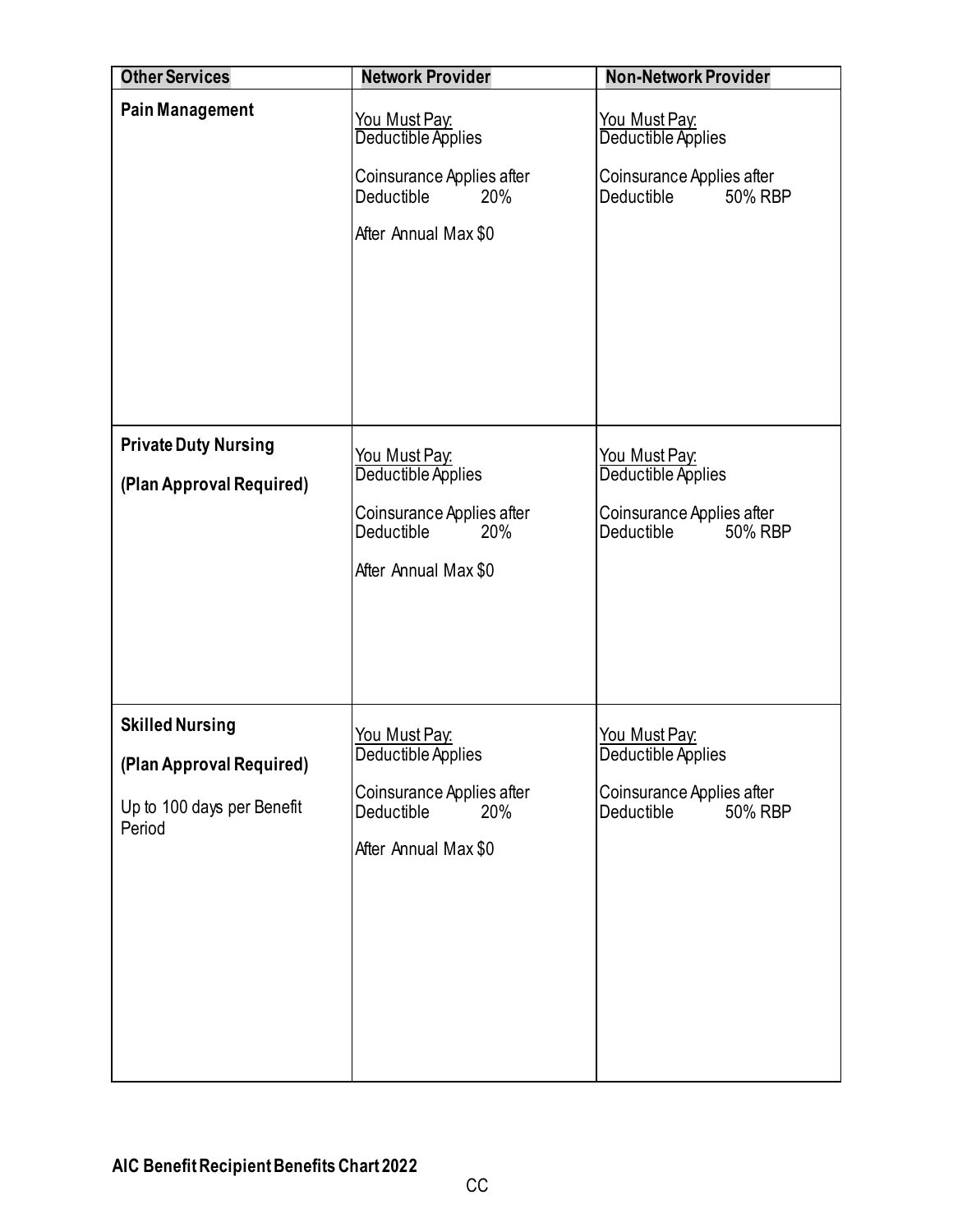| Other Services | Network Provider | Non-Network Provider |
|---|---|---|
| **Pain Management** | You Must Pay:<br>Deductible Applies<br><br>Coinsurance Applies after Deductible 20%<br><br>After Annual Max $0 | You Must Pay:<br>Deductible Applies<br><br>Coinsurance Applies after Deductible 50% RBP |
| **Private Duty Nursing**<br><br>**(Plan Approval Required)** | You Must Pay:<br>Deductible Applies<br><br>Coinsurance Applies after Deductible 20%<br><br>After Annual Max $0 | You Must Pay:<br>Deductible Applies<br><br>Coinsurance Applies after Deductible 50% RBP |
| **Skilled Nursing**<br><br>**(Plan Approval Required)**<br><br>Up to 100 days per Benefit Period | You Must Pay:<br>Deductible Applies<br><br>Coinsurance Applies after Deductible 20%<br><br>After Annual Max $0 | You Must Pay:<br>Deductible Applies<br><br>Coinsurance Applies after Deductible 50% RBP |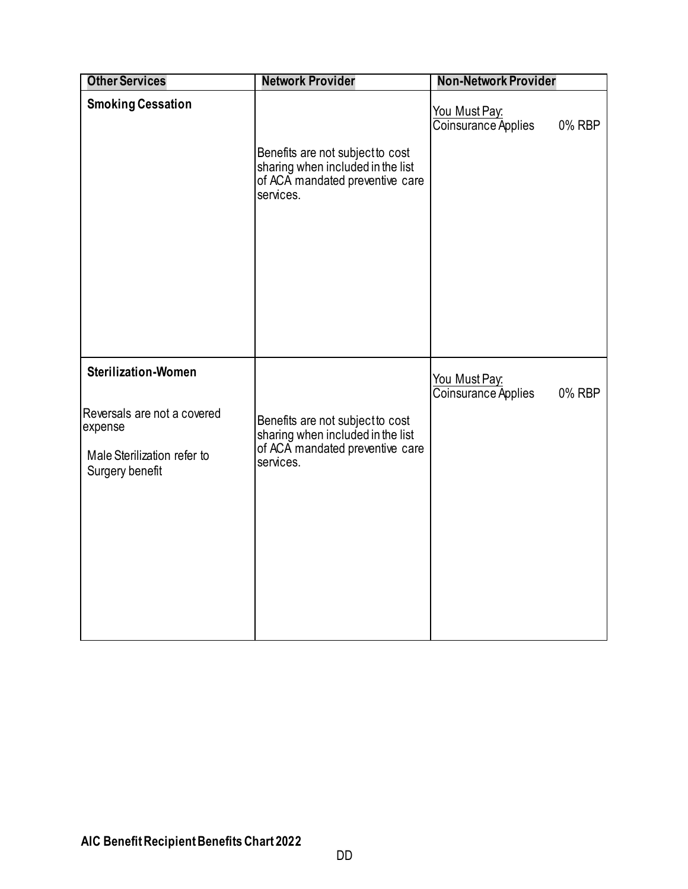| Other Services | Network Provider | Non-Network Provider |
| --- | --- | --- |
| **Smoking Cessation** | Benefits are not subject to cost sharing when included in the list of ACA mandated preventive care services. | You Must Pay: Coinsurance Applies 0% RBP |
| **Sterilization-Women**<br><br>Reversals are not a covered expense<br><br>Male Sterilization refer to Surgery benefit | Benefits are not subject to cost sharing when included in the list of ACA mandated preventive care services. | You Must Pay: Coinsurance Applies 0% RBP |

**AIC Benefit Recipient Benefits Chart 2022**

DD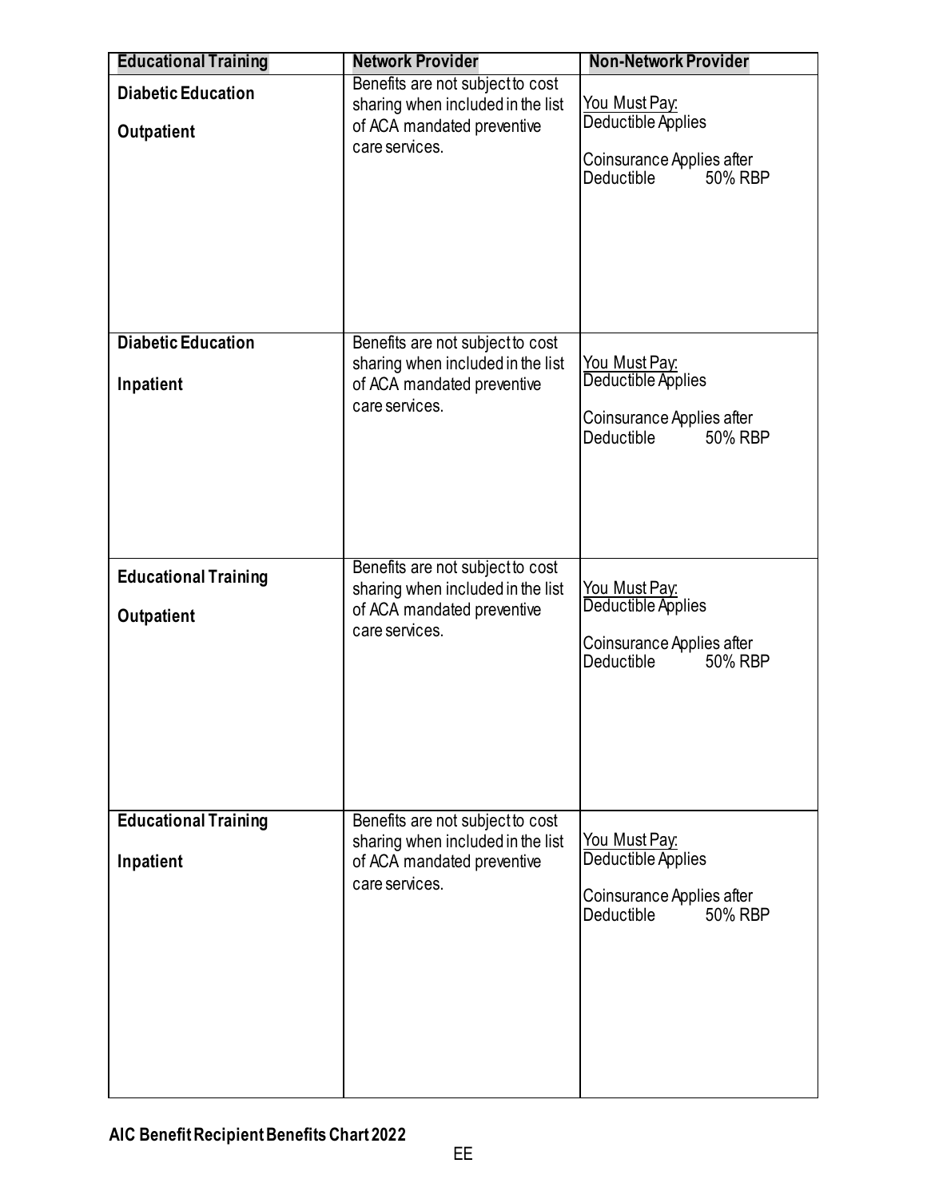| Educational Training | Network Provider | Non-Network Provider |
|---|---|---|
| **Diabetic Education**<br><br>**Outpatient** | Benefits are not subject to cost sharing when included in the list of ACA mandated preventive care services. | You Must Pay:<br>Deductible Applies<br><br>Coinsurance Applies after Deductible 50% RBP |
| **Diabetic Education**<br><br>**Inpatient** | Benefits are not subject to cost sharing when included in the list of ACA mandated preventive care services. | You Must Pay:<br>Deductible Applies<br><br>Coinsurance Applies after Deductible 50% RBP |
| **Educational Training**<br><br>**Outpatient** | Benefits are not subject to cost sharing when included in the list of ACA mandated preventive care services. | You Must Pay:<br>Deductible Applies<br><br>Coinsurance Applies after Deductible 50% RBP |
| **Educational Training**<br><br>**Inpatient** | Benefits are not subject to cost sharing when included in the list of ACA mandated preventive care services. | You Must Pay:<br>Deductible Applies<br><br>Coinsurance Applies after Deductible 50% RBP |

**AIC Benefit Recipient Benefits Chart 2022**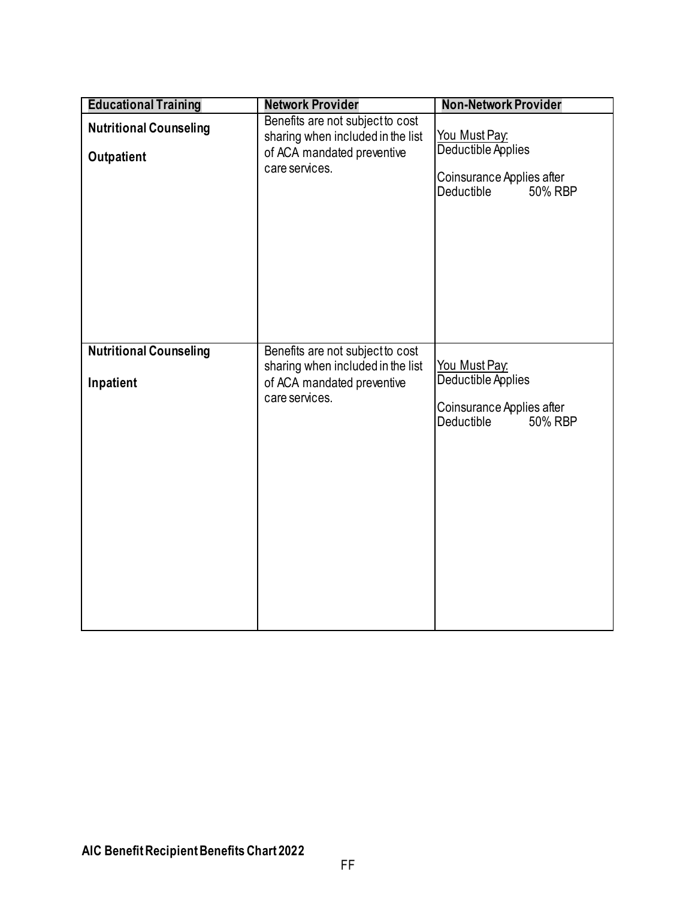| Educational Training | Network Provider | Non-Network Provider |
|---|---|---|
| **Nutritional Counseling**<br><br>**Outpatient** | Benefits are not subject to cost sharing when included in the list of ACA mandated preventive care services. | You Must Pay:<br>Deductible Applies<br><br>Coinsurance Applies after Deductible 50% RBP |
| **Nutritional Counseling**<br><br>**Inpatient** | Benefits are not subject to cost sharing when included in the list of ACA mandated preventive care services. | You Must Pay:<br>Deductible Applies<br><br>Coinsurance Applies after Deductible 50% RBP |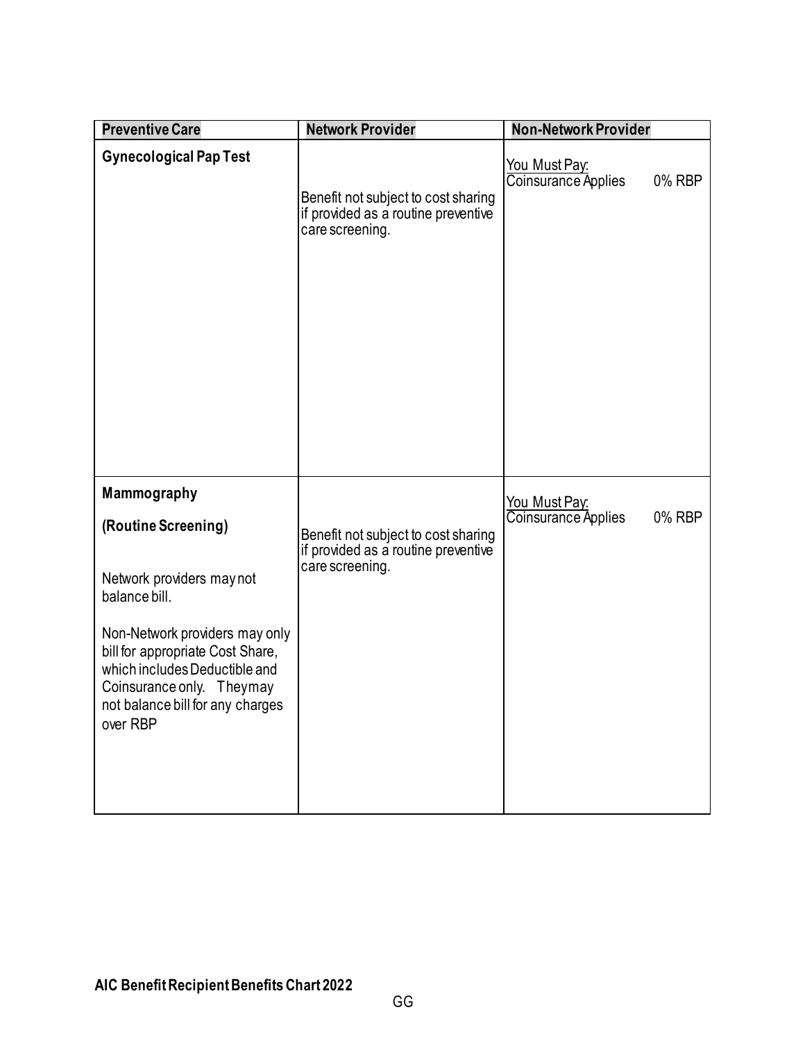| Preventive Care | Network Provider | Non-Network Provider |
| --- | --- | --- |
| **Gynecological Pap Test** | Benefit not subject to cost sharing if provided as a routine preventive care screening. | You Must Pay:<br>Coinsurance Applies 0% RBP |
| **Mammography**<br><br>**(Routine Screening)**<br><br>Network providers may not balance bill.<br><br>Non-Network providers may only bill for appropriate Cost Share, which includes Deductible and Coinsurance only. They may not balance bill for any charges over RBP | Benefit not subject to cost sharing if provided as a routine preventive care screening. | You Must Pay:<br>Coinsurance Applies 0% RBP |

**AIC Benefit Recipient Benefits Chart 2022**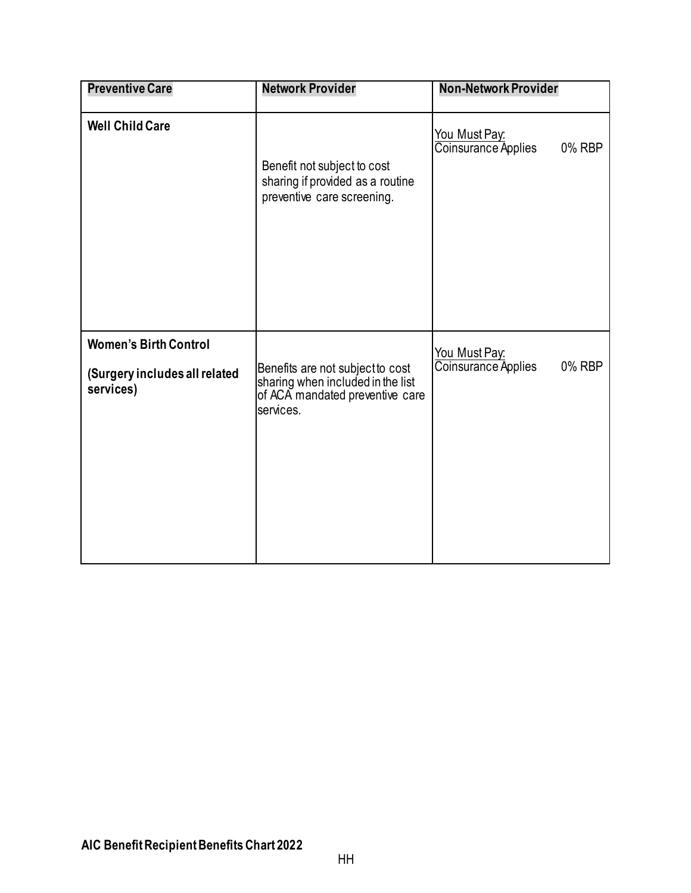| **Preventive Care** | **Network Provider** | **Non-Network Provider** |
|---|---|---|
| **Well Child Care** | Benefit not subject to cost sharing if provided as a routine preventive care screening. | You Must Pay: Coinsurance Applies 0% RBP |
| **Women's Birth Control** <br><br> **(Surgery includes all related services)** | Benefits are not subject to cost sharing when included in the list of ACA mandated preventive care services. | You Must Pay: Coinsurance Applies 0% RBP |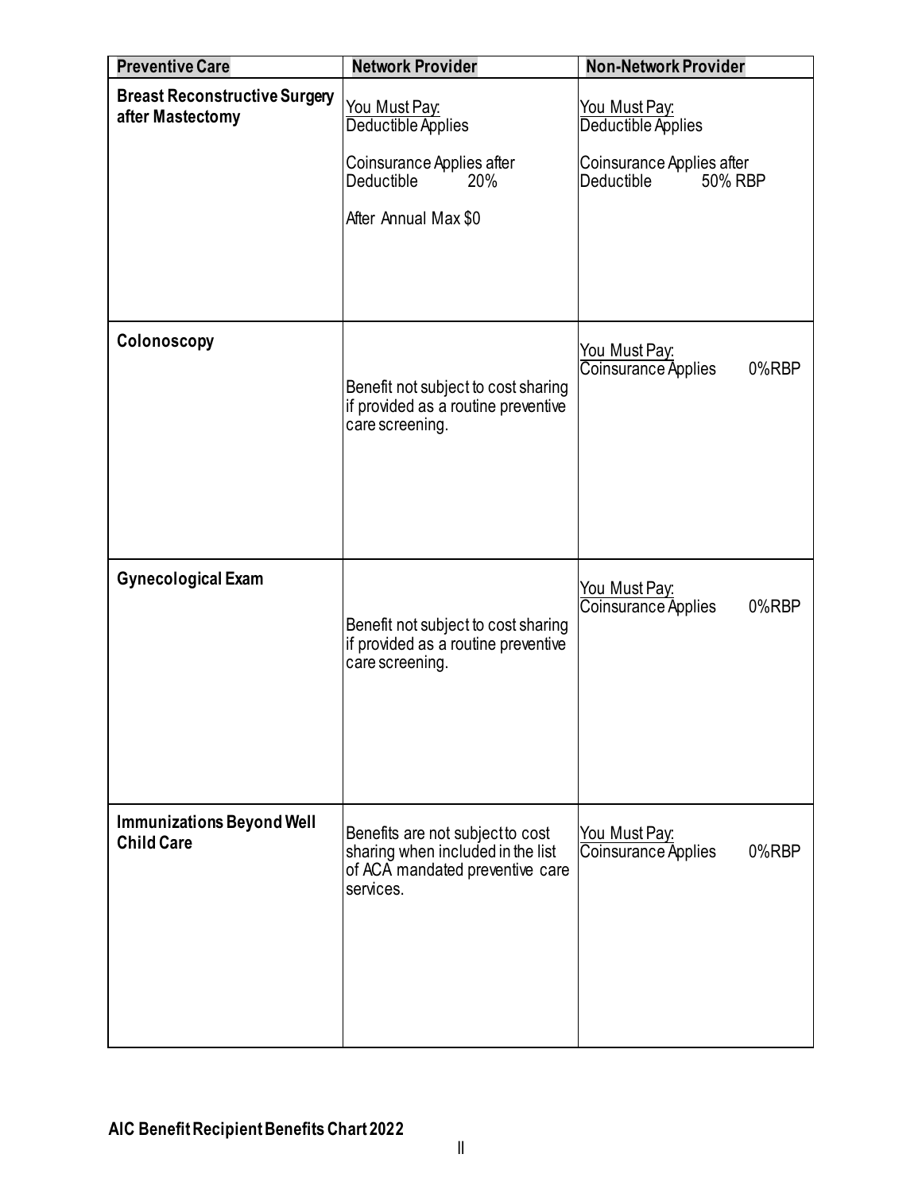| Preventive Care | Network Provider | Non-Network Provider |
|---|---|---|
| **Breast Reconstructive Surgery after Mastectomy** | You Must Pay: Deductible Applies<br><br>Coinsurance Applies after Deductible 20%<br><br>After Annual Max $0 | You Must Pay: Deductible Applies<br><br>Coinsurance Applies after Deductible 50% RBP |
| **Colonoscopy** | Benefit not subject to cost sharing if provided as a routine preventive care screening. | You Must Pay: Coinsurance Applies 0%RBP |
| **Gynecological Exam** | Benefit not subject to cost sharing if provided as a routine preventive care screening. | You Must Pay: Coinsurance Applies 0%RBP |
| **Immunizations Beyond Well Child Care** | Benefits are not subject to cost sharing when included in the list of ACA mandated preventive care services. | You Must Pay: Coinsurance Applies 0%RBP |

**AIC Benefit Recipient Benefits Chart 2022**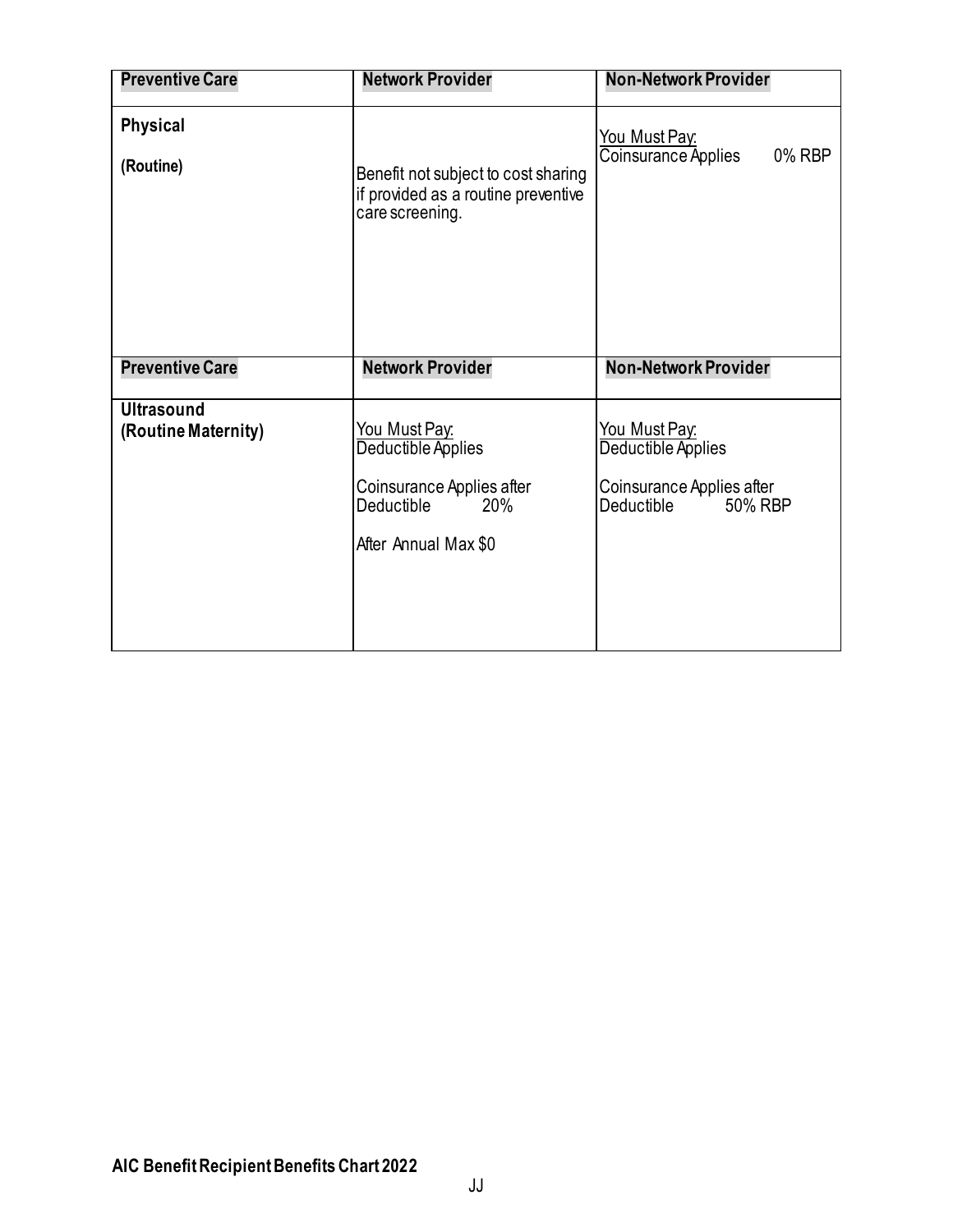| Preventive Care | Network Provider | Non-Network Provider |
| --- | --- | --- |
| **Physical**<br><br>**(Routine)** | Benefit not subject to cost sharing if provided as a routine preventive care screening. | You Must Pay:<br>Coinsurance Applies 0% RBP |

| Preventive Care | Network Provider | Non-Network Provider |
| --- | --- | --- |
| **Ultrasound (Routine Maternity)** | You Must Pay:<br>Deductible Applies<br><br>Coinsurance Applies after Deductible 20%<br><br>After Annual Max $0 | You Must Pay:<br>Deductible Applies<br><br>Coinsurance Applies after Deductible 50% RBP |

**AIC Benefit Recipient Benefits Chart 2022**

JJ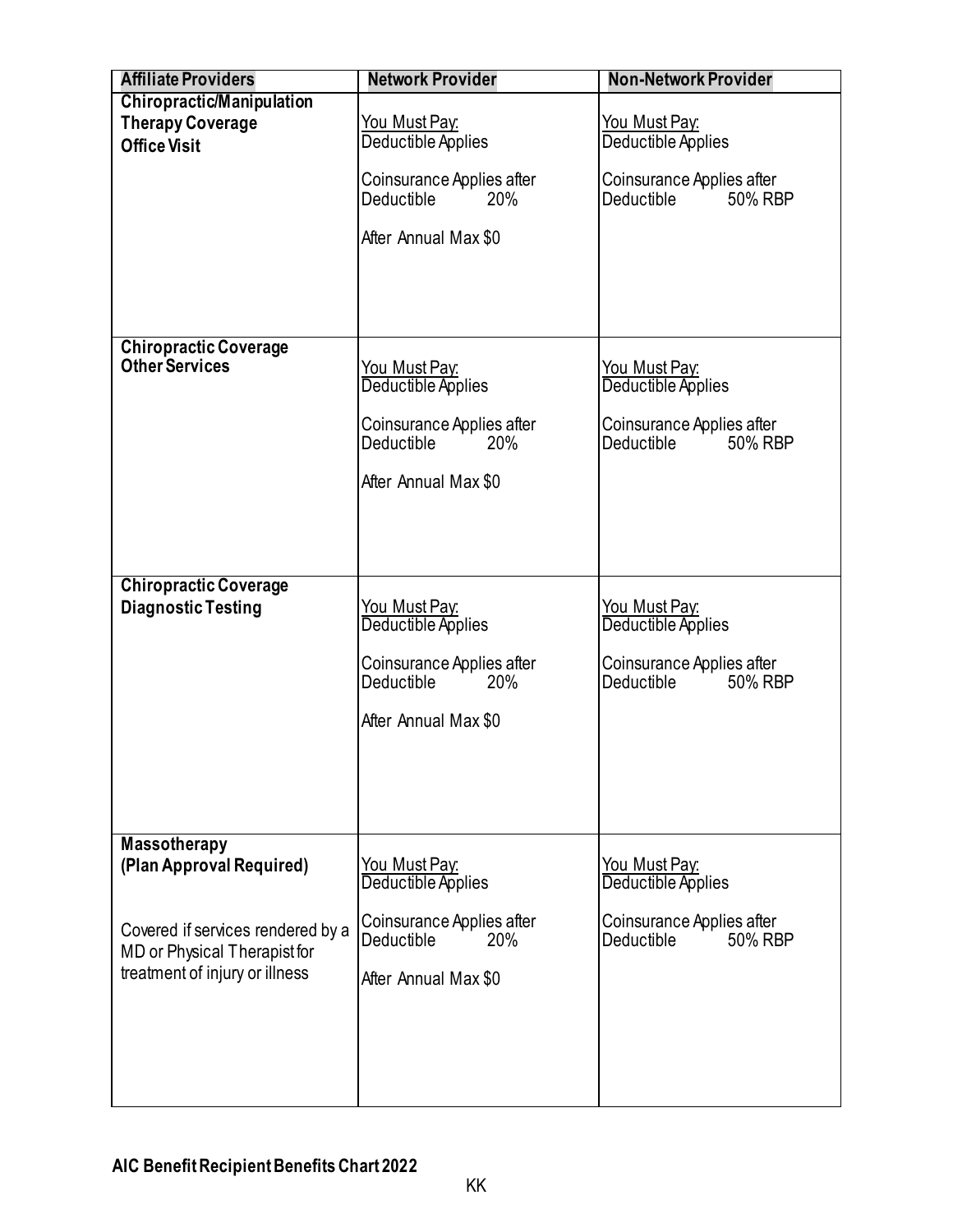| Affiliate Providers | Network Provider | Non-Network Provider |
|---|---|---|
| **Chiropractic/Manipulation Therapy Coverage Office Visit** | You Must Pay: Deductible Applies<br><br>Coinsurance Applies after Deductible 20%<br><br>After Annual Max $0 | You Must Pay: Deductible Applies<br><br>Coinsurance Applies after Deductible 50% RBP |
| **Chiropractic Coverage Other Services** | You Must Pay: Deductible Applies<br><br>Coinsurance Applies after Deductible 20%<br><br>After Annual Max $0 | You Must Pay: Deductible Applies<br><br>Coinsurance Applies after Deductible 50% RBP |
| **Chiropractic Coverage Diagnostic Testing** | You Must Pay: Deductible Applies<br><br>Coinsurance Applies after Deductible 20%<br><br>After Annual Max $0 | You Must Pay: Deductible Applies<br><br>Coinsurance Applies after Deductible 50% RBP |
| **Massotherapy (Plan Approval Required)**<br><br>Covered if services rendered by a MD or Physical Therapist for treatment of injury or illness | You Must Pay: Deductible Applies<br><br>Coinsurance Applies after Deductible 20%<br><br>After Annual Max $0 | You Must Pay: Deductible Applies<br><br>Coinsurance Applies after Deductible 50% RBP |

**AIC Benefit Recipient Benefits Chart 2022**

KK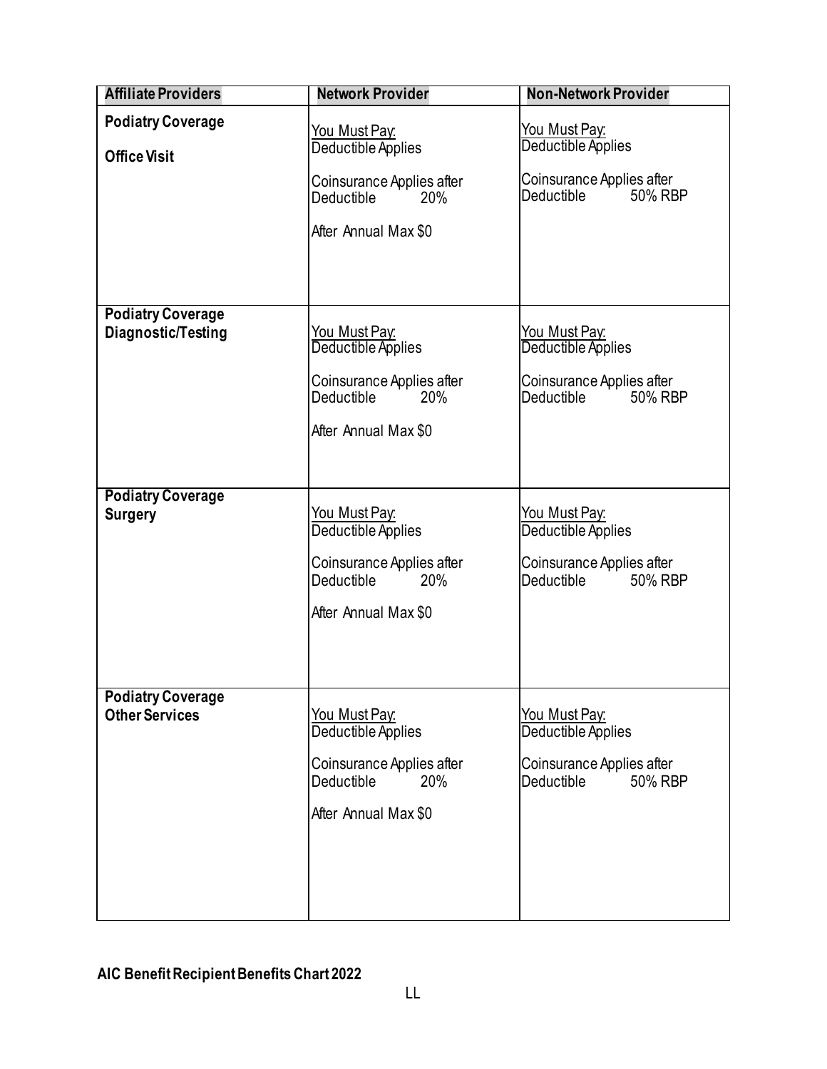| Affiliate Providers | Network Provider | Non-Network Provider |
| --- | --- | --- |
| **Podiatry Coverage**<br><br>**Office Visit** | You Must Pay:<br>Deductible Applies<br><br>Coinsurance Applies after Deductible 20%<br><br>After Annual Max $0 | You Must Pay:<br>Deductible Applies<br><br>Coinsurance Applies after Deductible 50% RBP |
| **Podiatry Coverage Diagnostic/Testing** | You Must Pay:<br>Deductible Applies<br><br>Coinsurance Applies after Deductible 20%<br><br>After Annual Max $0 | You Must Pay:<br>Deductible Applies<br><br>Coinsurance Applies after Deductible 50% RBP |
| **Podiatry Coverage Surgery** | You Must Pay:<br>Deductible Applies<br><br>Coinsurance Applies after Deductible 20%<br><br>After Annual Max $0 | You Must Pay:<br>Deductible Applies<br><br>Coinsurance Applies after Deductible 50% RBP |
| **Podiatry Coverage Other Services** | You Must Pay:<br>Deductible Applies<br><br>Coinsurance Applies after Deductible 20%<br><br>After Annual Max $0 | You Must Pay:<br>Deductible Applies<br><br>Coinsurance Applies after Deductible 50% RBP |